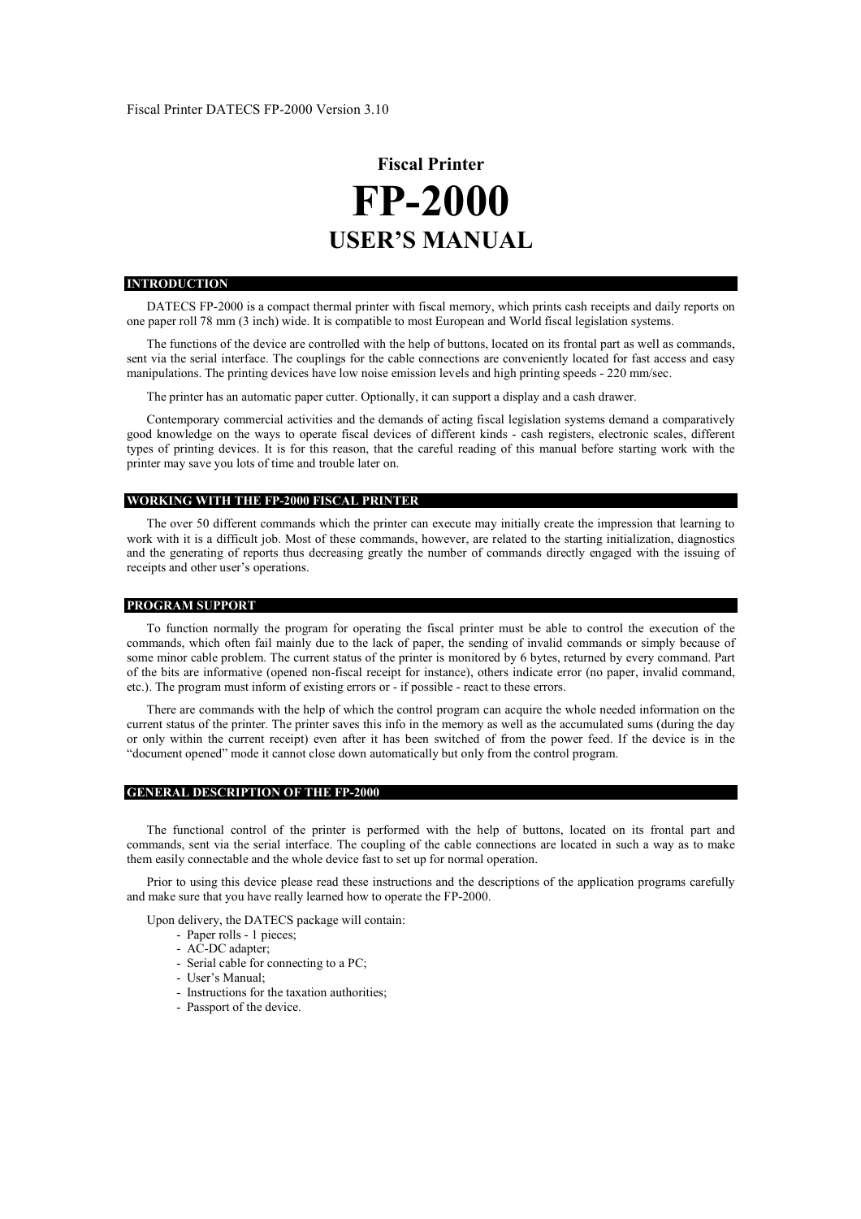# Fiscal Printer
# FP-2000
# USER'S MANUAL

## INTRODUCTION

DATECS FP-2000 is a compact thermal printer with fiscal memory, which prints cash receipts and daily reports on one paper roll 78 mm (3 inch) wide. It is compatible to most European and World fiscal legislation systems.

The functions of the device are controlled with the help of buttons, located on its frontal part as well as commands, sent via the serial interface. The couplings for the cable connections are conveniently located for fast access and easy manipulations. The printing devices have low noise emission levels and high printing speeds - 220 mm/sec.

The printer has an automatic paper cutter. Optionally, it can support a display and a cash drawer.

Contemporary commercial activities and the demands of acting fiscal legislation systems demand a comparatively good knowledge on the ways to operate fiscal devices of different kinds - cash registers, electronic scales, different types of printing devices. It is for this reason, that the careful reading of this manual before starting work with the printer may save you lots of time and trouble later on.

## WORKING WITH THE FP-2000 FISCAL PRINTER

The over 50 different commands which the printer can execute may initially create the impression that learning to work with it is a difficult job. Most of these commands, however, are related to the starting initialization, diagnostics and the generating of reports thus decreasing greatly the number of commands directly engaged with the issuing of receipts and other user's operations.

## PROGRAM SUPPORT

To function normally the program for operating the fiscal printer must be able to control the execution of the commands, which often fail mainly due to the lack of paper, the sending of invalid commands or simply because of some minor cable problem. The current status of the printer is monitored by 6 bytes, returned by every command. Part of the bits are informative (opened non-fiscal receipt for instance), others indicate error (no paper, invalid command, etc.). The program must inform of existing errors or - if possible - react to these errors.

There are commands with the help of which the control program can acquire the whole needed information on the current status of the printer. The printer saves this info in the memory as well as the accumulated sums (during the day or only within the current receipt) even after it has been switched of from the power feed. If the device is in the "document opened" mode it cannot close down automatically but only from the control program.

## GENERAL DESCRIPTION OF THE FP-2000

The functional control of the printer is performed with the help of buttons, located on its frontal part and commands, sent via the serial interface. The coupling of the cable connections are located in such a way as to make them easily connectable and the whole device fast to set up for normal operation.

Prior to using this device please read these instructions and the descriptions of the application programs carefully and make sure that you have really learned how to operate the FP-2000.

Upon delivery, the DATECS package will contain:

- Paper rolls - 1 pieces;
- AC-DC adapter;
- Serial cable for connecting to a PC;
- User's Manual;
- Instructions for the taxation authorities;
- Passport of the device.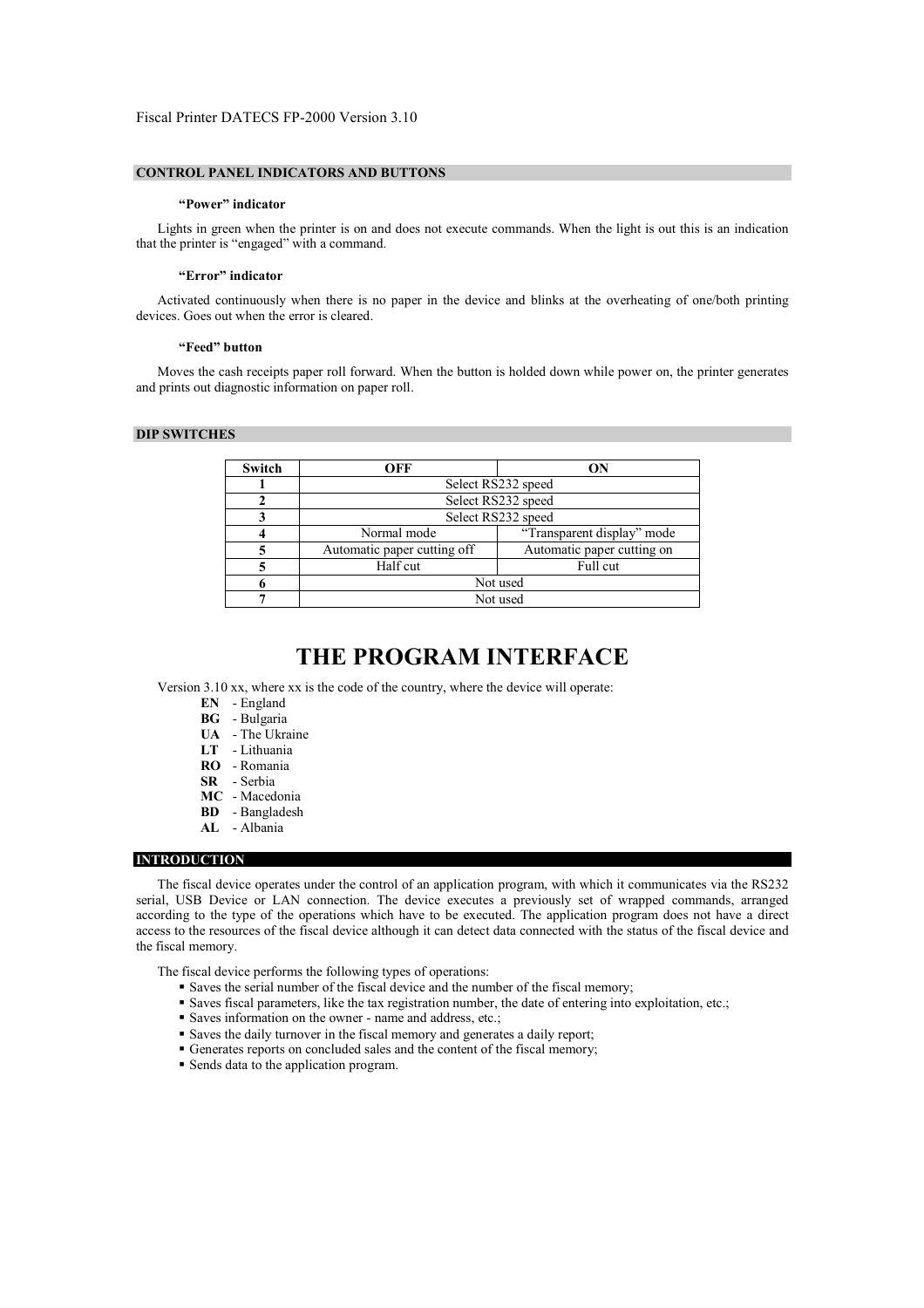## CONTROL PANEL INDICATORS AND BUTTONS

### "Power" indicator

Lights in green when the printer is on and does not execute commands. When the light is out this is an indication that the printer is "engaged" with a command.

### "Error" indicator

Activated continuously when there is no paper in the device and blinks at the overheating of one/both printing devices. Goes out when the error is cleared.

### "Feed" button

Moves the cash receipts paper roll forward. When the button is holded down while power on, the printer generates and prints out diagnostic information on paper roll.

## DIP SWITCHES

| Switch | OFF | ON |
|---|---|---|
| 1 | Select RS232 speed | |
| 2 | Select RS232 speed | |
| 3 | Select RS232 speed | |
| 4 | Normal mode | "Transparent display" mode |
| 5 | Automatic paper cutting off | Automatic paper cutting on |
| 5 | Half cut | Full cut |
| 6 | Not used | |
| 7 | Not used | |

# THE PROGRAM INTERFACE

Version 3.10 xx, where xx is the code of the country, where the device will operate:

- **EN** - England
- **BG** - Bulgaria
- **UA** - The Ukraine
- **LT** - Lithuania
- **RO** - Romania
- **SR** - Serbia
- **MC** - Macedonia
- **BD** - Bangladesh
- **AL** - Albania

## INTRODUCTION

The fiscal device operates under the control of an application program, with which it communicates via the RS232 serial, USB Device or LAN connection. The device executes a previously set of wrapped commands, arranged according to the type of the operations which have to be executed. The application program does not have a direct access to the resources of the fiscal device although it can detect data connected with the status of the fiscal device and the fiscal memory.

The fiscal device performs the following types of operations:

- Saves the serial number of the fiscal device and the number of the fiscal memory;
- Saves fiscal parameters, like the tax registration number, the date of entering into exploitation, etc.;
- Saves information on the owner - name and address, etc.;
- Saves the daily turnover in the fiscal memory and generates a daily report;
- Generates reports on concluded sales and the content of the fiscal memory;
- Sends data to the application program.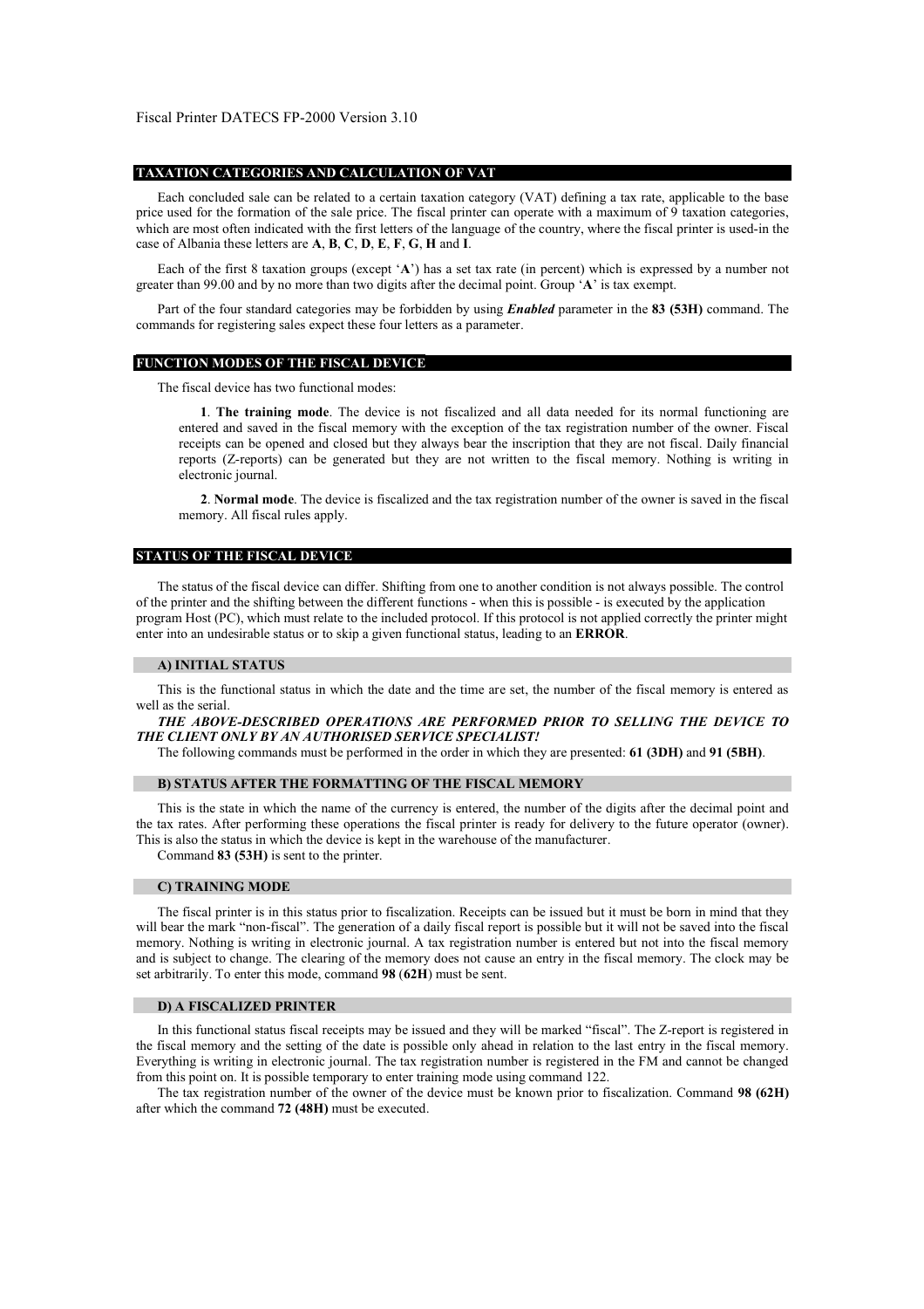## TAXATION CATEGORIES AND CALCULATION OF VAT

Each concluded sale can be related to a certain taxation category (VAT) defining a tax rate, applicable to the base price used for the formation of the sale price. The fiscal printer can operate with a maximum of 9 taxation categories, which are most often indicated with the first letters of the language of the country, where the fiscal printer is used-in the case of Albania these letters are **A**, **B**, **C**, **D**, **E**, **F**, **G**, **H** and **I**.

Each of the first 8 taxation groups (except '**A**') has a set tax rate (in percent) which is expressed by a number not greater than 99.00 and by no more than two digits after the decimal point. Group '**A**' is tax exempt.

Part of the four standard categories may be forbidden by using ***Enabled*** parameter in the **83 (53H)** command. The commands for registering sales expect these four letters as a parameter.

## FUNCTION MODES OF THE FISCAL DEVICE

The fiscal device has two functional modes:

**1**. **The training mode**. The device is not fiscalized and all data needed for its normal functioning are entered and saved in the fiscal memory with the exception of the tax registration number of the owner. Fiscal receipts can be opened and closed but they always bear the inscription that they are not fiscal. Daily financial reports (Z-reports) can be generated but they are not written to the fiscal memory. Nothing is writing in electronic journal.

**2**. **Normal mode**. The device is fiscalized and the tax registration number of the owner is saved in the fiscal memory. All fiscal rules apply.

## STATUS OF THE FISCAL DEVICE

The status of the fiscal device can differ. Shifting from one to another condition is not always possible. The control of the printer and the shifting between the different functions - when this is possible - is executed by the application program Host (PC), which must relate to the included protocol. If this protocol is not applied correctly the printer might enter into an undesirable status or to skip a given functional status, leading to an **ERROR**.

### A) INITIAL STATUS

This is the functional status in which the date and the time are set, the number of the fiscal memory is entered as well as the serial.

***THE ABOVE-DESCRIBED OPERATIONS ARE PERFORMED PRIOR TO SELLING THE DEVICE TO THE CLIENT ONLY BY AN AUTHORISED SERVICE SPECIALIST!***

The following commands must be performed in the order in which they are presented: **61 (3DH)** and **91 (5BH)**.

### B) STATUS AFTER THE FORMATTING OF THE FISCAL MEMORY

This is the state in which the name of the currency is entered, the number of the digits after the decimal point and the tax rates. After performing these operations the fiscal printer is ready for delivery to the future operator (owner). This is also the status in which the device is kept in the warehouse of the manufacturer.

Command **83 (53H)** is sent to the printer.

### C) TRAINING MODE

The fiscal printer is in this status prior to fiscalization. Receipts can be issued but it must be born in mind that they will bear the mark "non-fiscal". The generation of a daily fiscal report is possible but it will not be saved into the fiscal memory. Nothing is writing in electronic journal. A tax registration number is entered but not into the fiscal memory and is subject to change. The clearing of the memory does not cause an entry in the fiscal memory. The clock may be set arbitrarily. To enter this mode, command **98** (**62H**) must be sent.

### D) A FISCALIZED PRINTER

In this functional status fiscal receipts may be issued and they will be marked "fiscal". The Z-report is registered in the fiscal memory and the setting of the date is possible only ahead in relation to the last entry in the fiscal memory. Everything is writing in electronic journal. The tax registration number is registered in the FM and cannot be changed from this point on. It is possible temporary to enter training mode using command 122.

The tax registration number of the owner of the device must be known prior to fiscalization. Command **98 (62H)** after which the command **72 (48H)** must be executed.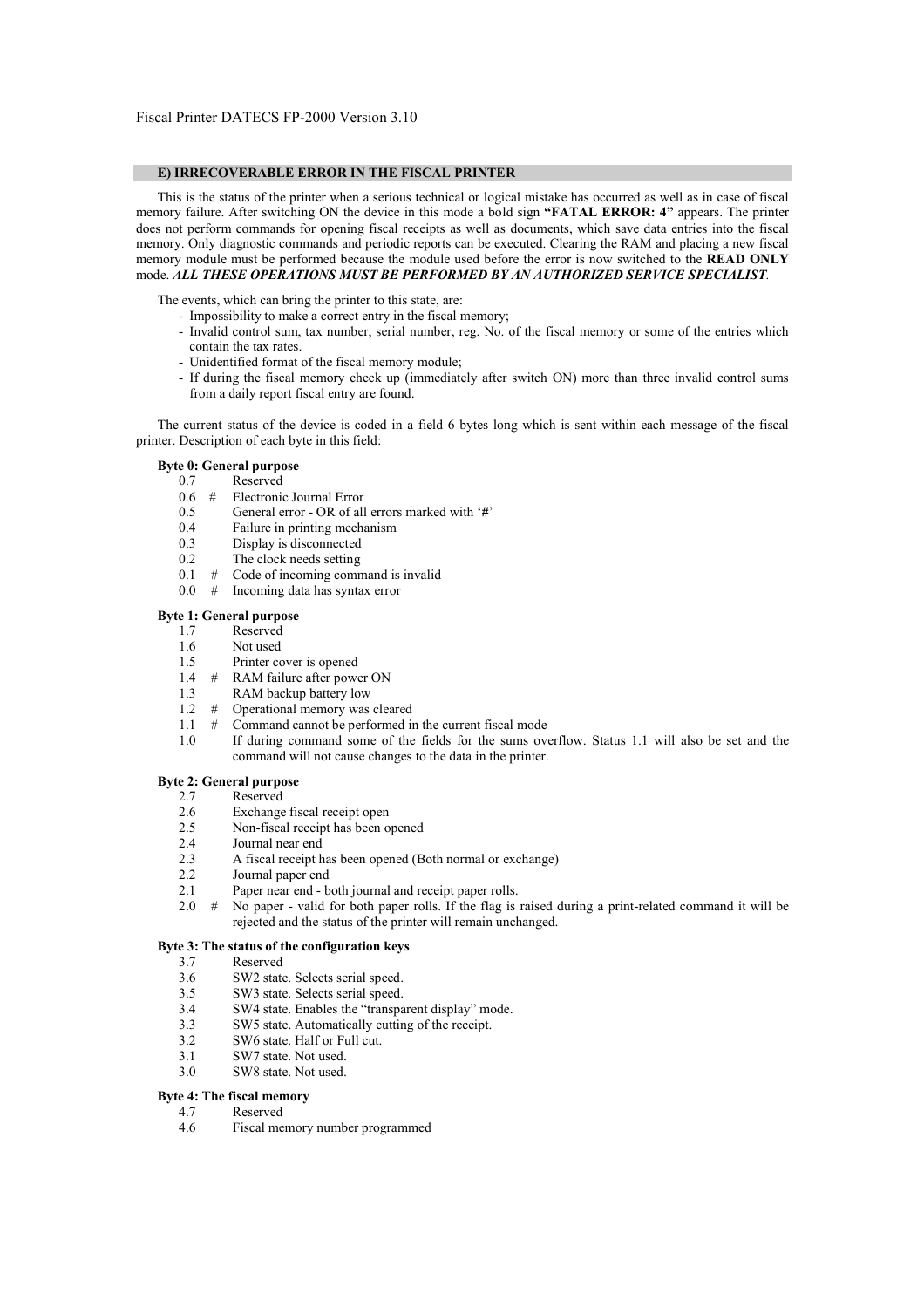### E) IRRECOVERABLE ERROR IN THE FISCAL PRINTER

This is the status of the printer when a serious technical or logical mistake has occurred as well as in case of fiscal memory failure. After switching ON the device in this mode a bold sign **"FATAL ERROR: 4"** appears. The printer does not perform commands for opening fiscal receipts as well as documents, which save data entries into the fiscal memory. Only diagnostic commands and periodic reports can be executed. Clearing the RAM and placing a new fiscal memory module must be performed because the module used before the error is now switched to the **READ ONLY** mode. ***ALL THESE OPERATIONS MUST BE PERFORMED BY AN AUTHORIZED SERVICE SPECIALIST***.

The events, which can bring the printer to this state, are:

- Impossibility to make a correct entry in the fiscal memory;
- Invalid control sum, tax number, serial number, reg. No. of the fiscal memory or some of the entries which contain the tax rates.
- Unidentified format of the fiscal memory module;
- If during the fiscal memory check up (immediately after switch ON) more than three invalid control sums from a daily report fiscal entry are found.

The current status of the device is coded in a field 6 bytes long which is sent within each message of the fiscal printer. Description of each byte in this field:

**Byte 0: General purpose**

- 0.7 Reserved
- 0.6 # Electronic Journal Error
- 0.5 General error - OR of all errors marked with '#'
- 0.4 Failure in printing mechanism
- 0.3 Display is disconnected
- 0.2 The clock needs setting
- 0.1 # Code of incoming command is invalid
- 0.0 # Incoming data has syntax error

**Byte 1: General purpose**

- 1.7 Reserved
- 1.6 Not used
- 1.5 Printer cover is opened
- 1.4 # RAM failure after power ON
- 1.3 RAM backup battery low
- 1.2 # Operational memory was cleared
- 1.1 # Command cannot be performed in the current fiscal mode
- 1.0 If during command some of the fields for the sums overflow. Status 1.1 will also be set and the command will not cause changes to the data in the printer.

**Byte 2: General purpose**

- 2.7 Reserved
- 2.6 Exchange fiscal receipt open
- 2.5 Non-fiscal receipt has been opened
- 2.4 Journal near end
- 2.3 A fiscal receipt has been opened (Both normal or exchange)
- 2.2 Journal paper end
- 2.1 Paper near end - both journal and receipt paper rolls.
- 2.0 # No paper - valid for both paper rolls. If the flag is raised during a print-related command it will be rejected and the status of the printer will remain unchanged.

**Byte 3: The status of the configuration keys**

- 3.7 Reserved
- 3.6 SW2 state. Selects serial speed.
- 3.5 SW3 state. Selects serial speed.
- 3.4 SW4 state. Enables the "transparent display" mode.
- 3.3 SW5 state. Automatically cutting of the receipt.
- 3.2 SW6 state. Half or Full cut.
- 3.1 SW7 state. Not used.
- 3.0 SW8 state. Not used.

**Byte 4: The fiscal memory**

- 4.7 Reserved
- 4.6 Fiscal memory number programmed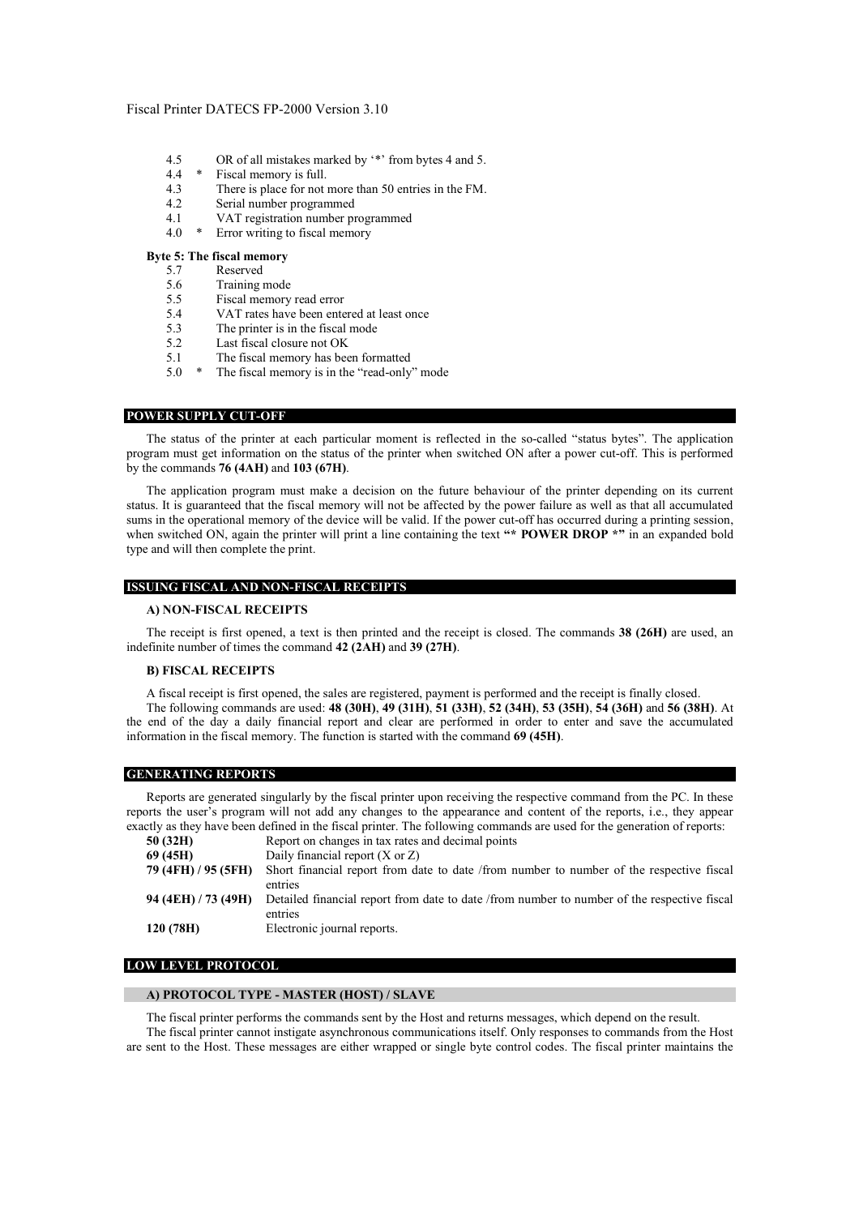- 4.5 OR of all mistakes marked by '*' from bytes 4 and 5.
- 4.4 * Fiscal memory is full.
- 4.3 There is place for not more than 50 entries in the FM.
- 4.2 Serial number programmed
- 4.1 VAT registration number programmed
- 4.0 * Error writing to fiscal memory

**Byte 5: The fiscal memory**

- 5.7 Reserved
- 5.6 Training mode
- 5.5 Fiscal memory read error
- 5.4 VAT rates have been entered at least once
- 5.3 The printer is in the fiscal mode
- 5.2 Last fiscal closure not OK
- 5.1 The fiscal memory has been formatted
- 5.0 * The fiscal memory is in the "read-only" mode

## POWER SUPPLY CUT-OFF

The status of the printer at each particular moment is reflected in the so-called "status bytes". The application program must get information on the status of the printer when switched ON after a power cut-off. This is performed by the commands **76 (4AH)** and **103 (67H)**.

The application program must make a decision on the future behaviour of the printer depending on its current status. It is guaranteed that the fiscal memory will not be affected by the power failure as well as that all accumulated sums in the operational memory of the device will be valid. If the power cut-off has occurred during a printing session, when switched ON, again the printer will print a line containing the text **"* POWER DROP *"** in an expanded bold type and will then complete the print.

## ISSUING FISCAL AND NON-FISCAL RECEIPTS

### A) NON-FISCAL RECEIPTS

The receipt is first opened, a text is then printed and the receipt is closed. The commands **38 (26H)** are used, an indefinite number of times the command **42 (2AH)** and **39 (27H)**.

### B) FISCAL RECEIPTS

A fiscal receipt is first opened, the sales are registered, payment is performed and the receipt is finally closed.

The following commands are used: **48 (30H)**, **49 (31H)**, **51 (33H)**, **52 (34H)**, **53 (35H)**, **54 (36H)** and **56 (38H)**. At the end of the day a daily financial report and clear are performed in order to enter and save the accumulated information in the fiscal memory. The function is started with the command **69 (45H)**.

## GENERATING REPORTS

Reports are generated singularly by the fiscal printer upon receiving the respective command from the PC. In these reports the user's program will not add any changes to the appearance and content of the reports, i.e., they appear exactly as they have been defined in the fiscal printer. The following commands are used for the generation of reports:

| | |
|---|---|
| **50 (32H)** | Report on changes in tax rates and decimal points |
| **69 (45H)** | Daily financial report (X or Z) |
| **79 (4FH) / 95 (5FH)** | Short financial report from date to date /from number to number of the respective fiscal entries |
| **94 (4EH) / 73 (49H)** | Detailed financial report from date to date /from number to number of the respective fiscal entries |
| **120 (78H)** | Electronic journal reports. |

## LOW LEVEL PROTOCOL

### A) PROTOCOL TYPE - MASTER (HOST) / SLAVE

The fiscal printer performs the commands sent by the Host and returns messages, which depend on the result.

The fiscal printer cannot instigate asynchronous communications itself. Only responses to commands from the Host are sent to the Host. These messages are either wrapped or single byte control codes. The fiscal printer maintains the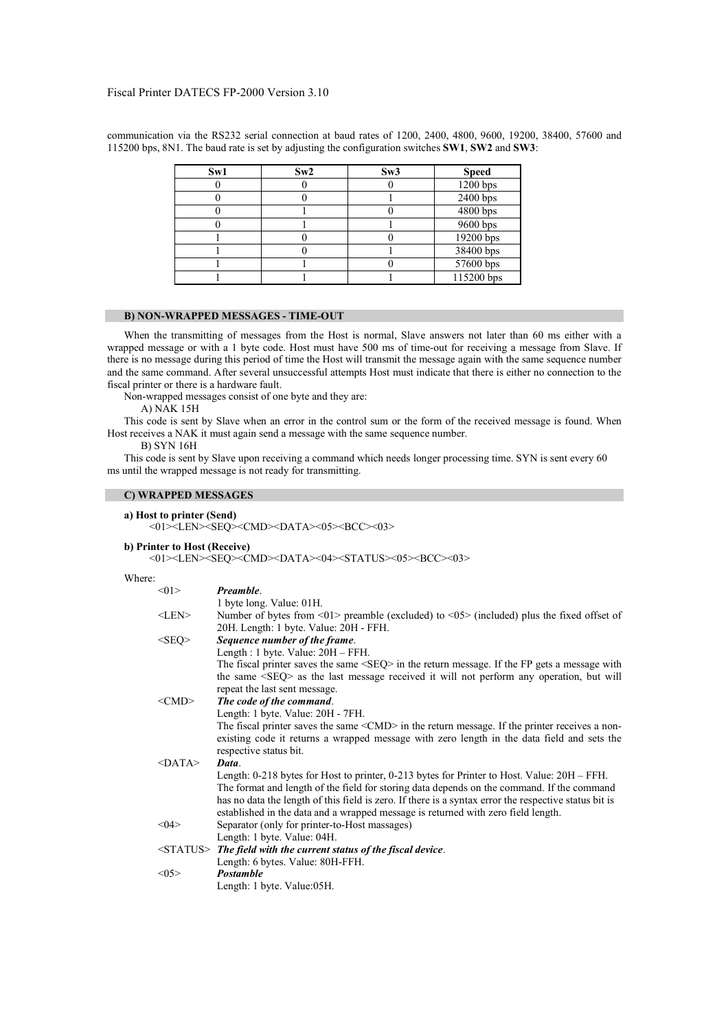communication via the RS232 serial connection at baud rates of 1200, 2400, 4800, 9600, 19200, 38400, 57600 and 115200 bps, 8N1. The baud rate is set by adjusting the configuration switches **SW1**, **SW2** and **SW3**:

| Sw1 | Sw2 | Sw3 | Speed |
|---|---|---|---|
| 0 | 0 | 0 | 1200 bps |
| 0 | 0 | 1 | 2400 bps |
| 0 | 1 | 0 | 4800 bps |
| 0 | 1 | 1 | 9600 bps |
| 1 | 0 | 0 | 19200 bps |
| 1 | 0 | 1 | 38400 bps |
| 1 | 1 | 0 | 57600 bps |
| 1 | 1 | 1 | 115200 bps |

## B) NON-WRAPPED MESSAGES - TIME-OUT

When the transmitting of messages from the Host is normal, Slave answers not later than 60 ms either with a wrapped message or with a 1 byte code. Host must have 500 ms of time-out for receiving a message from Slave. If there is no message during this period of time the Host will transmit the message again with the same sequence number and the same command. After several unsuccessful attempts Host must indicate that there is either no connection to the fiscal printer or there is a hardware fault.

Non-wrapped messages consist of one byte and they are:

A) NAK 15H

This code is sent by Slave when an error in the control sum or the form of the received message is found. When Host receives a NAK it must again send a message with the same sequence number.

B) SYN 16H

This code is sent by Slave upon receiving a command which needs longer processing time. SYN is sent every 60 ms until the wrapped message is not ready for transmitting.

## C) WRAPPED MESSAGES

**a) Host to printer (Send)**

<01><LEN><SEQ><CMD><DATA><05><BCC><03>

**b) Printer to Host (Receive)**

<01><LEN><SEQ><CMD><DATA><04><STATUS><05><BCC><03>

Where:

<01> ***Preamble***.
1 byte long. Value: 01H.

<LEN> Number of bytes from <01> preamble (excluded) to <05> (included) plus the fixed offset of 20H. Length: 1 byte. Value: 20H - FFH.

<SEQ> ***Sequence number of the frame***.
Length : 1 byte. Value: 20H – FFH.
The fiscal printer saves the same <SEQ> in the return message. If the FP gets a message with the same <SEQ> as the last message received it will not perform any operation, but will repeat the last sent message.

<CMD> ***The code of the command***.
Length: 1 byte. Value: 20H - 7FH.
The fiscal printer saves the same <CMD> in the return message. If the printer receives a non-existing code it returns a wrapped message with zero length in the data field and sets the respective status bit.

<DATA> ***Data***.
Length: 0-218 bytes for Host to printer, 0-213 bytes for Printer to Host. Value: 20H – FFH.
The format and length of the field for storing data depends on the command. If the command has no data the length of this field is zero. If there is a syntax error the respective status bit is established in the data and a wrapped message is returned with zero field length.

<04> Separator (only for printer-to-Host massages)
Length: 1 byte. Value: 04H.

<STATUS> ***The field with the current status of the fiscal device***.
Length: 6 bytes. Value: 80H-FFH.

<05> ***Postamble***
Length: 1 byte. Value:05H.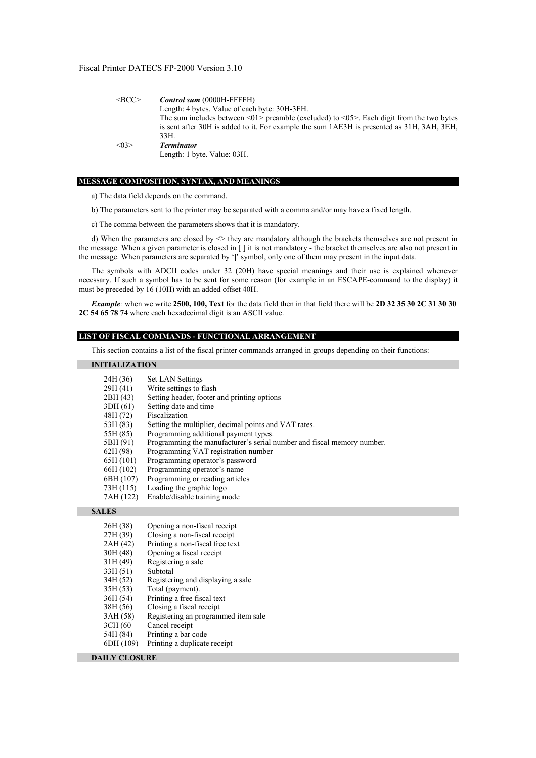| | |
|---|---|
| <BCC> | ***Control sum*** (0000H-FFFFH)<br>Length: 4 bytes. Value of each byte: 30H-3FH.<br>The sum includes between <01> preamble (excluded) to <05>. Each digit from the two bytes is sent after 30H is added to it. For example the sum 1AE3H is presented as 31H, 3AH, 3EH, 33H. |
| <03> | ***Terminator***<br>Length: 1 byte. Value: 03H. |

## MESSAGE COMPOSITION, SYNTAX, AND MEANINGS

a) The data field depends on the command.

b) The parameters sent to the printer may be separated with a comma and/or may have a fixed length.

c) The comma between the parameters shows that it is mandatory.

d) When the parameters are closed by <> they are mandatory although the brackets themselves are not present in the message. When a given parameter is closed in [ ] it is not mandatory - the bracket themselves are also not present in the message. When parameters are separated by '|' symbol, only one of them may present in the input data.

The symbols with ADCII codes under 32 (20H) have special meanings and their use is explained whenever necessary. If such a symbol has to be sent for some reason (for example in an ESCAPE-command to the display) it must be preceded by 16 (10H) with an added offset 40H.

***Example:*** when we write **2500, 100, Text** for the data field then in that field there will be **2D 32 35 30 2C 31 30 30 2C 54 65 78 74** where each hexadecimal digit is an ASCII value.

## LIST OF FISCAL COMMANDS - FUNCTIONAL ARRANGEMENT

This section contains a list of the fiscal printer commands arranged in groups depending on their functions:

### INITIALIZATION

| | |
|---|---|
| 24H (36) | Set LAN Settings |
| 29H (41) | Write settings to flash |
| 2BH (43) | Setting header, footer and printing options |
| 3DH (61) | Setting date and time |
| 48H (72) | Fiscalization |
| 53H (83) | Setting the multiplier, decimal points and VAT rates. |
| 55H (85) | Programming additional payment types. |
| 5BH (91) | Programming the manufacturer's serial number and fiscal memory number. |
| 62H (98) | Programming VAT registration number |
| 65H (101) | Programming operator's password |
| 66H (102) | Programming operator's name |
| 6BH (107) | Programming or reading articles |
| 73H (115) | Loading the graphic logo |
| 7AH (122) | Enable/disable training mode |

### SALES

| | |
|---|---|
| 26H (38) | Opening a non-fiscal receipt |
| 27H (39) | Closing a non-fiscal receipt |
| 2AH (42) | Printing a non-fiscal free text |
| 30H (48) | Opening a fiscal receipt |
| 31H (49) | Registering a sale |
| 33H (51) | Subtotal |
| 34H (52) | Registering and displaying a sale |
| 35H (53) | Total (payment). |
| 36H (54) | Printing a free fiscal text |
| 38H (56) | Closing a fiscal receipt |
| 3AH (58) | Registering an programmed item sale |
| 3CH (60 | Cancel receipt |
| 54H (84) | Printing a bar code |
| 6DH (109) | Printing a duplicate receipt |

### DAILY CLOSURE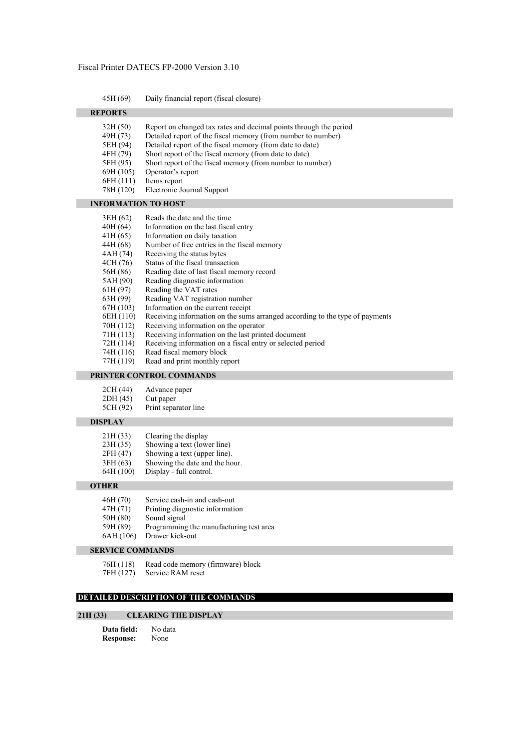45H (69)	Daily financial report (fiscal closure)

### REPORTS

- 32H (50)	Report on changed tax rates and decimal points through the period
- 49H (73)	Detailed report of the fiscal memory (from number to number)
- 5EH (94)	Detailed report of the fiscal memory (from date to date)
- 4FH (79)	Short report of the fiscal memory (from date to date)
- 5FH (95)	Short report of the fiscal memory (from number to number)
- 69H (105)	Operator's report
- 6FH (111)	Items report
- 78H (120)	Electronic Journal Support

### INFORMATION TO HOST

- 3EH (62)	Reads the date and the time
- 40H (64)	Information on the last fiscal entry
- 41H (65)	Information on daily taxation
- 44H (68)	Number of free entries in the fiscal memory
- 4AH (74)	Receiving the status bytes
- 4CH (76)	Status of the fiscal transaction
- 56H (86)	Reading date of last fiscal memory record
- 5AH (90)	Reading diagnostic information
- 61H (97)	Reading the VAT rates
- 63H (99)	Reading VAT registration number
- 67H (103)	Information on the current receipt
- 6EH (110)	Receiving information on the sums arranged according to the type of payments
- 70H (112)	Receiving information on the operator
- 71H (113)	Receiving information on the last printed document
- 72H (114)	Receiving information on a fiscal entry or selected period
- 74H (116)	Read fiscal memory block
- 77H (119)	Read and print monthly report

### PRINTER CONTROL COMMANDS

- 2CH (44)	Advance paper
- 2DH (45)	Cut paper
- 5CH (92)	Print separator line

### DISPLAY

- 21H (33)	Clearing the display
- 23H (35)	Showing a text (lower line)
- 2FH (47)	Showing a text (upper line).
- 3FH (63)	Showing the date and the hour.
- 64H (100)	Display - full control.

### OTHER

- 46H (70)	Service cash-in and cash-out
- 47H (71)	Printing diagnostic information
- 50H (80)	Sound signal
- 59H (89)	Programming the manufacturing test area
- 6AH (106)	Drawer kick-out

### SERVICE COMMANDS

- 76H (118)	Read code memory (firmware) block
- 7FH (127)	Service RAM reset

## DETAILED DESCRIPTION OF THE COMMANDS

### 21H (33)	CLEARING THE DISPLAY

**Data field:** No data
**Response:** None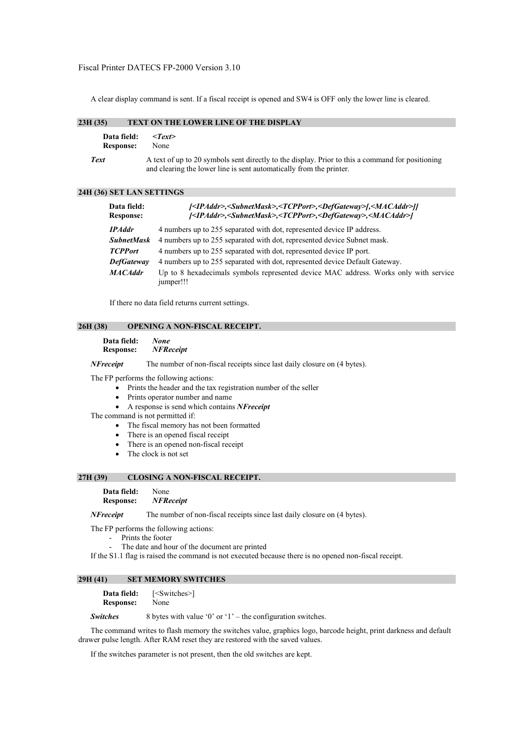A clear display command is sent. If a fiscal receipt is opened and SW4 is OFF only the lower line is cleared.

### 23H (35) TEXT ON THE LOWER LINE OF THE DISPLAY

**Data field:** ***<Text>***
**Response:** None

***Text*** A text of up to 20 symbols sent directly to the display. Prior to this a command for positioning and clearing the lower line is sent automatically from the printer.

### 24H (36) SET LAN SETTINGS

**Data field:** ***[<IPAddr>,<SubnetMask>,<TCPPort>,<DefGateway>[,<MACAddr>]]***
**Response:** ***[<IPAddr>,<SubnetMask>,<TCPPort>,<DefGateway>,<MACAddr>]***

***IPAddr*** 4 numbers up to 255 separated with dot, represented device IP address.
***SubnetMask*** 4 numbers up to 255 separated with dot, represented device Subnet mask.
***TCPPort*** 4 numbers up to 255 separated with dot, represented device IP port.
***DefGateway*** 4 numbers up to 255 separated with dot, represented device Default Gateway.
***MACAddr*** Up to 8 hexadecimals symbols represented device MAC address. Works only with service jumper!!!

If there no data field returns current settings.

### 26H (38) OPENING A NON-FISCAL RECEIPT.

**Data field:** ***None***
**Response:** ***NFReceipt***

***NFreceipt*** The number of non-fiscal receipts since last daily closure on (4 bytes).

The FP performs the following actions:

- Prints the header and the tax registration number of the seller
- Prints operator number and name
- A response is send which contains ***NFreceipt***

The command is not permitted if:

- The fiscal memory has not been formatted
- There is an opened fiscal receipt
- There is an opened non-fiscal receipt
- The clock is not set

### 27H (39) CLOSING A NON-FISCAL RECEIPT.

**Data field:** None
**Response:** ***NFReceipt***

***NFreceipt*** The number of non-fiscal receipts since last daily closure on (4 bytes).

The FP performs the following actions:

- Prints the footer
- The date and hour of the document are printed

If the S1.1 flag is raised the command is not executed because there is no opened non-fiscal receipt.

### 29H (41) SET MEMORY SWITCHES

**Data field:** [<Switches>]
**Response:** None

***Switches*** 8 bytes with value '0' or '1' – the configuration switches.

The command writes to flash memory the switches value, graphics logo, barcode height, print darkness and default drawer pulse length. After RAM reset they are restored with the saved values.

If the switches parameter is not present, then the old switches are kept.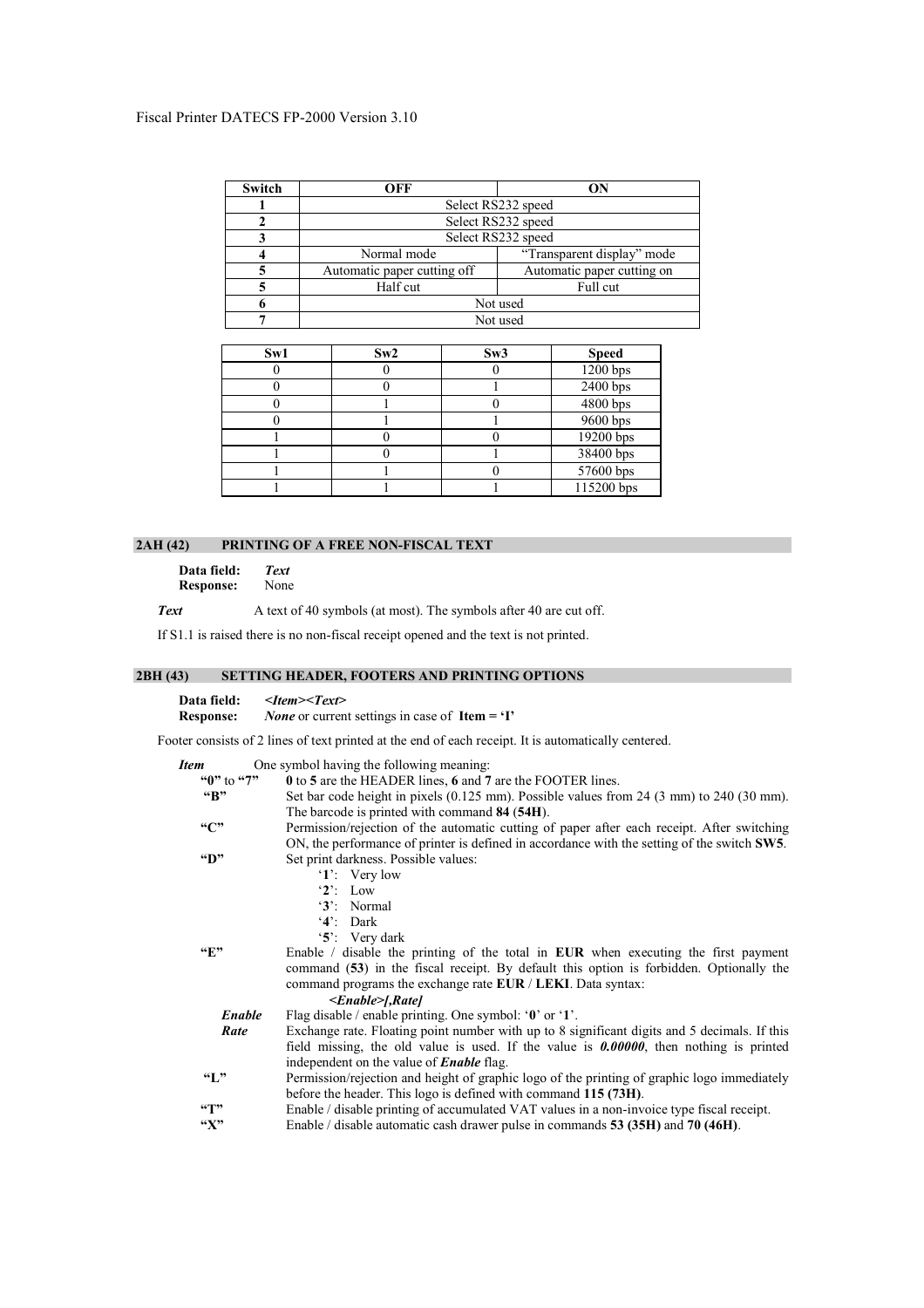| Switch | OFF | ON |
|---|---|---|
| 1 | Select RS232 speed | |
| 2 | Select RS232 speed | |
| 3 | Select RS232 speed | |
| 4 | Normal mode | "Transparent display" mode |
| 5 | Automatic paper cutting off | Automatic paper cutting on |
| 5 | Half cut | Full cut |
| 6 | Not used | |
| 7 | Not used | |

| Sw1 | Sw2 | Sw3 | Speed |
|---|---|---|---|
| 0 | 0 | 0 | 1200 bps |
| 0 | 0 | 1 | 2400 bps |
| 0 | 1 | 0 | 4800 bps |
| 0 | 1 | 1 | 9600 bps |
| 1 | 0 | 0 | 19200 bps |
| 1 | 0 | 1 | 38400 bps |
| 1 | 1 | 0 | 57600 bps |
| 1 | 1 | 1 | 115200 bps |

## 2AH (42) PRINTING OF A FREE NON-FISCAL TEXT

**Data field:** ***Text***
**Response:** None

***Text*** A text of 40 symbols (at most). The symbols after 40 are cut off.

If S1.1 is raised there is no non-fiscal receipt opened and the text is not printed.

## 2BH (43) SETTING HEADER, FOOTERS AND PRINTING OPTIONS

**Data field:** ***<Item><Text>***
**Response:** ***None*** or current settings in case of **Item = 'I'**

Footer consists of 2 lines of text printed at the end of each receipt. It is automatically centered.

***Item*** One symbol having the following meaning:

- **"0"** to **"7"** **0** to **5** are the HEADER lines, **6** and **7** are the FOOTER lines.
- **"B"** Set bar code height in pixels (0.125 mm). Possible values from 24 (3 mm) to 240 (30 mm). The barcode is printed with command **84** (**54H**).
- **"C"** Permission/rejection of the automatic cutting of paper after each receipt. After switching ON, the performance of printer is defined in accordance with the setting of the switch **SW5**.
- **"D"** Set print darkness. Possible values:
  - '**1**': Very low
  - '**2**': Low
  - '**3**': Normal
  - '**4**': Dark
  - '**5**': Very dark
- **"E"** Enable / disable the printing of the total in **EUR** when executing the first payment command (**53**) in the fiscal receipt. By default this option is forbidden. Optionally the command programs the exchange rate **EUR** / **LEKI**. Data syntax:
  ***<Enable>[,Rate]***
  - ***Enable*** Flag disable / enable printing. One symbol: '**0**' or '**1**'.
  - ***Rate*** Exchange rate. Floating point number with up to 8 significant digits and 5 decimals. If this field missing, the old value is used. If the value is ***0.00000***, then nothing is printed independent on the value of ***Enable*** flag.
- **"L"** Permission/rejection and height of graphic logo of the printing of graphic logo immediately before the header. This logo is defined with command **115 (73H)**.
- **"T"** Enable / disable printing of accumulated VAT values in a non-invoice type fiscal receipt.
- **"X"** Enable / disable automatic cash drawer pulse in commands **53 (35H)** and **70 (46H)**.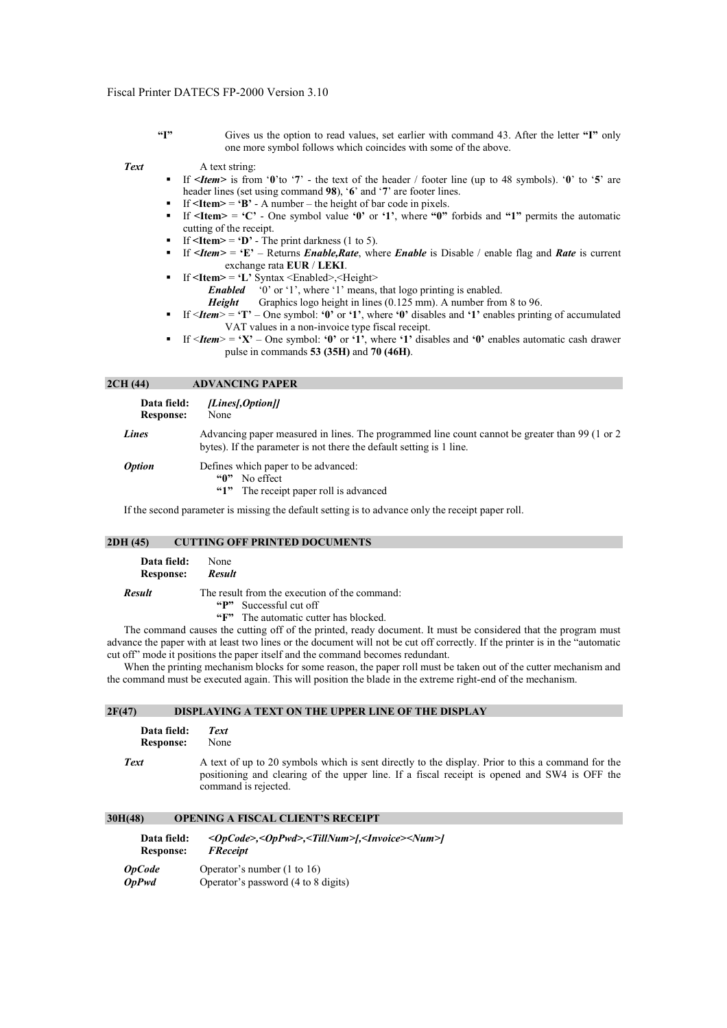**"I"** Gives us the option to read values, set earlier with command 43. After the letter **"I"** only one more symbol follows which coincides with some of the above.

***Text*** A text string:

- If **<*Item*>** is from '**0**'to '**7**' - the text of the header / footer line (up to 48 symbols). '**0**' to '**5**' are header lines (set using command **98**), '**6**' and '**7**' are footer lines.
- If **<Item>** = **'B'** - A number – the height of bar code in pixels.
- If **<Item>** = **'C'** - One symbol value **'0'** or **'1'**, where **"0"** forbids and **"1"** permits the automatic cutting of the receipt.
- If **<Item>** = **'D'** - The print darkness (1 to 5).
- If **<*Item*>** = **'E'** – Returns ***Enable,Rate***, where ***Enable*** is Disable / enable flag and ***Rate*** is current exchange rata **EUR** / **LEKI**.
- If **<Item>** = **'L'** Syntax <Enabled>,<Height>
  - ***Enabled*** '0' or '1', where '1' means, that logo printing is enabled.
  - ***Height*** Graphics logo height in lines (0.125 mm). A number from 8 to 96.
- If <***Item***> = **'T'** – One symbol: **'0'** or **'1'**, where **'0'** disables and **'1'** enables printing of accumulated VAT values in a non-invoice type fiscal receipt.
- If <***Item***> = **'X'** – One symbol: **'0'** or **'1'**, where **'1'** disables and **'0'** enables automatic cash drawer pulse in commands **53 (35H)** and **70 (46H)**.

## 2CH (44) ADVANCING PAPER

**Data field:** ***[Lines[,Option]]***
**Response:** None

***Lines*** Advancing paper measured in lines. The programmed line count cannot be greater than 99 (1 or 2 bytes). If the parameter is not there the default setting is 1 line.

***Option*** Defines which paper to be advanced:
- **"0"** No effect
- **"1"** The receipt paper roll is advanced

If the second parameter is missing the default setting is to advance only the receipt paper roll.

## 2DH (45) CUTTING OFF PRINTED DOCUMENTS

**Data field:** None
**Response:** ***Result***

***Result*** The result from the execution of the command:
- **"P"** Successful cut off
- **"F"** The automatic cutter has blocked.

The command causes the cutting off of the printed, ready document. It must be considered that the program must advance the paper with at least two lines or the document will not be cut off correctly. If the printer is in the "automatic cut off" mode it positions the paper itself and the command becomes redundant.

When the printing mechanism blocks for some reason, the paper roll must be taken out of the cutter mechanism and the command must be executed again. This will position the blade in the extreme right-end of the mechanism.

## 2F(47) DISPLAYING A TEXT ON THE UPPER LINE OF THE DISPLAY

**Data field:** ***Text***
**Response:** None

***Text*** A text of up to 20 symbols which is sent directly to the display. Prior to this a command for the positioning and clearing of the upper line. If a fiscal receipt is opened and SW4 is OFF the command is rejected.

## 30H(48) OPENING A FISCAL CLIENT'S RECEIPT

**Data field:** ***<OpCode>,<OpPwd>,<TillNum>[,<Invoice><Num>]***
**Response:** ***FReceipt***

***OpCode*** Operator's number (1 to 16)
***OpPwd*** Operator's password (4 to 8 digits)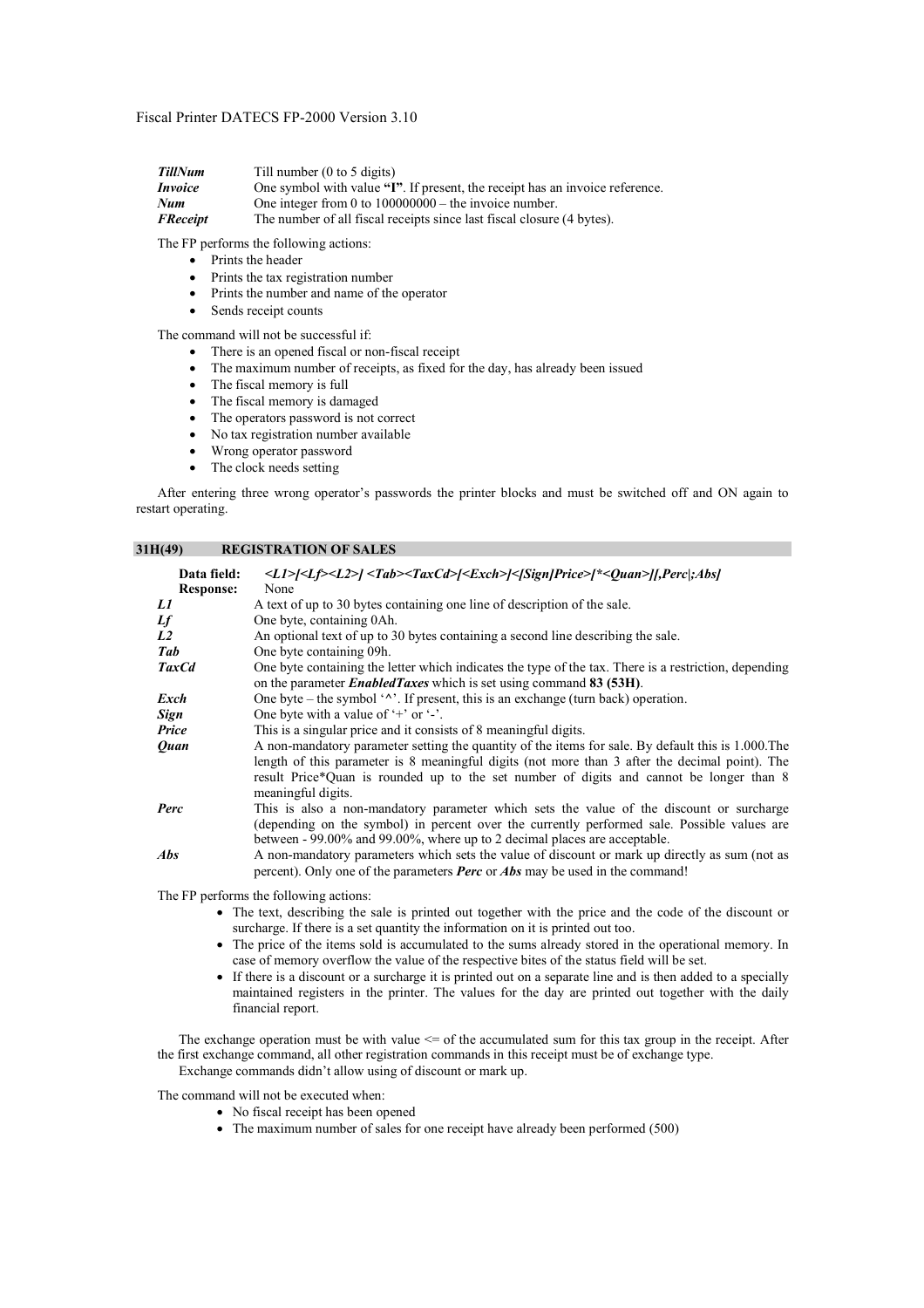| | |
|---|---|
| ***TillNum*** | Till number (0 to 5 digits) |
| ***Invoice*** | One symbol with value **"I"**. If present, the receipt has an invoice reference. |
| ***Num*** | One integer from 0 to 100000000 – the invoice number. |
| ***FReceipt*** | The number of all fiscal receipts since last fiscal closure (4 bytes). |

The FP performs the following actions:

- Prints the header
- Prints the tax registration number
- Prints the number and name of the operator
- Sends receipt counts

The command will not be successful if:

- There is an opened fiscal or non-fiscal receipt
- The maximum number of receipts, as fixed for the day, has already been issued
- The fiscal memory is full
- The fiscal memory is damaged
- The operators password is not correct
- No tax registration number available
- Wrong operator password
- The clock needs setting

After entering three wrong operator's passwords the printer blocks and must be switched off and ON again to restart operating.

## 31H(49) REGISTRATION OF SALES

**Data field:** ***<L1>[<Lf><L2>] <Tab><TaxCd>[<Exch>]<[Sign]Price>[*<Quan>][,Perc|;Abs]***
**Response:** None

| | |
|---|---|
| ***L1*** | A text of up to 30 bytes containing one line of description of the sale. |
| ***Lf*** | One byte, containing 0Ah. |
| ***L2*** | An optional text of up to 30 bytes containing a second line describing the sale. |
| ***Tab*** | One byte containing 09h. |
| ***TaxCd*** | One byte containing the letter which indicates the type of the tax. There is a restriction, depending on the parameter ***EnabledTaxes*** which is set using command **83 (53H)**. |
| ***Exch*** | One byte – the symbol '^'. If present, this is an exchange (turn back) operation. |
| ***Sign*** | One byte with a value of '+' or '-'. |
| ***Price*** | This is a singular price and it consists of 8 meaningful digits. |
| ***Quan*** | A non-mandatory parameter setting the quantity of the items for sale. By default this is 1.000.The length of this parameter is 8 meaningful digits (not more than 3 after the decimal point). The result Price*Quan is rounded up to the set number of digits and cannot be longer than 8 meaningful digits. |
| ***Perc*** | This is also a non-mandatory parameter which sets the value of the discount or surcharge (depending on the symbol) in percent over the currently performed sale. Possible values are between - 99.00% and 99.00%, where up to 2 decimal places are acceptable. |
| ***Abs*** | A non-mandatory parameters which sets the value of discount or mark up directly as sum (not as percent). Only one of the parameters ***Perc*** or ***Abs*** may be used in the command! |

The FP performs the following actions:

- The text, describing the sale is printed out together with the price and the code of the discount or surcharge. If there is a set quantity the information on it is printed out too.
- The price of the items sold is accumulated to the sums already stored in the operational memory. In case of memory overflow the value of the respective bites of the status field will be set.
- If there is a discount or a surcharge it is printed out on a separate line and is then added to a specially maintained registers in the printer. The values for the day are printed out together with the daily financial report.

The exchange operation must be with value <= of the accumulated sum for this tax group in the receipt. After the first exchange command, all other registration commands in this receipt must be of exchange type.
Exchange commands didn't allow using of discount or mark up.

The command will not be executed when:

- No fiscal receipt has been opened
- The maximum number of sales for one receipt have already been performed (500)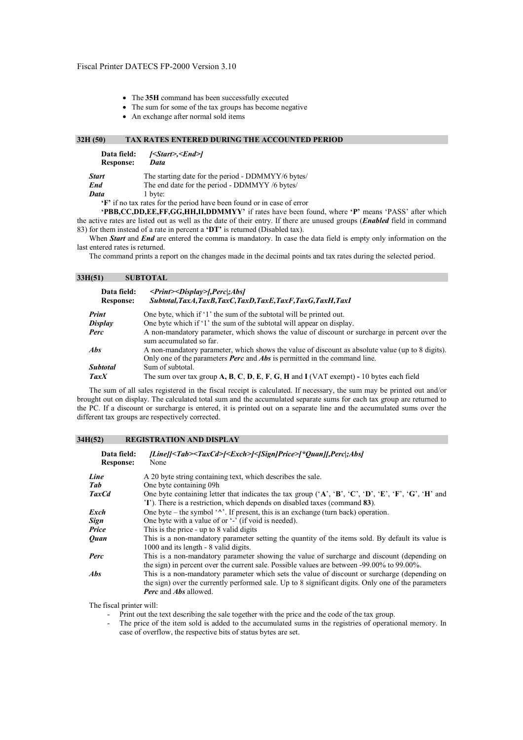- The **35H** command has been successfully executed
- The sum for some of the tax groups has become negative
- An exchange after normal sold items

## 32H (50) TAX RATES ENTERED DURING THE ACCOUNTED PERIOD

**Data field:** *[<Start>,<End>]*
**Response:** *Data*

***Start*** The starting date for the period - DDMMYY/6 bytes/
***End*** The end date for the period - DDMMYY /6 bytes/
***Data*** 1 byte:

**'F'** if no tax rates for the period have been found or in case of error

**'PBB,CC,DD,EE,FF,GG,HH,II,DDMMYY'** if rates have been found, where **'P'** means 'PASS' after which the active rates are listed out as well as the date of their entry. If there are unused groups (***Enabled*** field in command 83) for them instead of a rate in percent a **'DT'** is returned (Disabled tax).

When ***Start*** and ***End*** are entered the comma is mandatory. In case the data field is empty only information on the last entered rates is returned.

The command prints a report on the changes made in the decimal points and tax rates during the selected period.

## 33H(51) SUBTOTAL

**Data field:** *<Print><Display>[,Perc|;Abs]*
**Response:** *Subtotal,TaxA,TaxB,TaxC,TaxD,TaxE,TaxF,TaxG,TaxH,TaxI*

| | |
|---|---|
| ***Print*** | One byte, which if '1' the sum of the subtotal will be printed out. |
| ***Display*** | One byte which if '1' the sum of the subtotal will appear on display. |
| ***Perc*** | A non-mandatory parameter, which shows the value of discount or surcharge in percent over the sum accumulated so far. |
| ***Abs*** | A non-mandatory parameter, which shows the value of discount as absolute value (up to 8 digits). Only one of the parameters ***Perc*** and ***Abs*** is permitted in the command line. |
| ***Subtotal*** | Sum of subtotal. |
| ***TaxX*** | The sum over tax group **A**, **B**, **C**, **D**, **E**, **F**, **G**, **H** and **I** (VAT exempt) **-** 10 bytes each field |

The sum of all sales registered in the fiscal receipt is calculated. If necessary, the sum may be printed out and/or brought out on display. The calculated total sum and the accumulated separate sums for each tax group are returned to the PC. If a discount or surcharge is entered, it is printed out on a separate line and the accumulated sums over the different tax groups are respectively corrected.

## 34H(52) REGISTRATION AND DISPLAY

**Data field:** *[Line]|<Tab><TaxCd>[<Exch>]<[Sign]Price>[*Quan][,Perc|;Abs]*
**Response:** None

| | |
|---|---|
| ***Line*** | A 20 byte string containing text, which describes the sale. |
| ***Tab*** | One byte containing 09h |
| ***TaxCd*** | One byte containing letter that indicates the tax group ('**A**', '**B**', '**C**', '**D**', '**E**', '**F**', '**G**', '**H**' and '**I**'). There is a restriction, which depends on disabled taxes (command **83**). |
| ***Exch*** | One byte – the symbol '^'. If present, this is an exchange (turn back) operation. |
| ***Sign*** | One byte with a value of or '-' (if void is needed). |
| ***Price*** | This is the price - up to 8 valid digits |
| ***Quan*** | This is a non-mandatory parameter setting the quantity of the items sold. By default its value is 1000 and its length - 8 valid digits. |
| ***Perc*** | This is a non-mandatory parameter showing the value of surcharge and discount (depending on the sign) in percent over the current sale. Possible values are between -99.00% to 99.00%. |
| ***Abs*** | This is a non-mandatory parameter which sets the value of discount or surcharge (depending on the sign) over the currently performed sale. Up to 8 significant digits. Only one of the parameters ***Perc*** and ***Abs*** allowed. |

The fiscal printer will:

- Print out the text describing the sale together with the price and the code of the tax group.
- The price of the item sold is added to the accumulated sums in the registries of operational memory. In case of overflow, the respective bits of status bytes are set.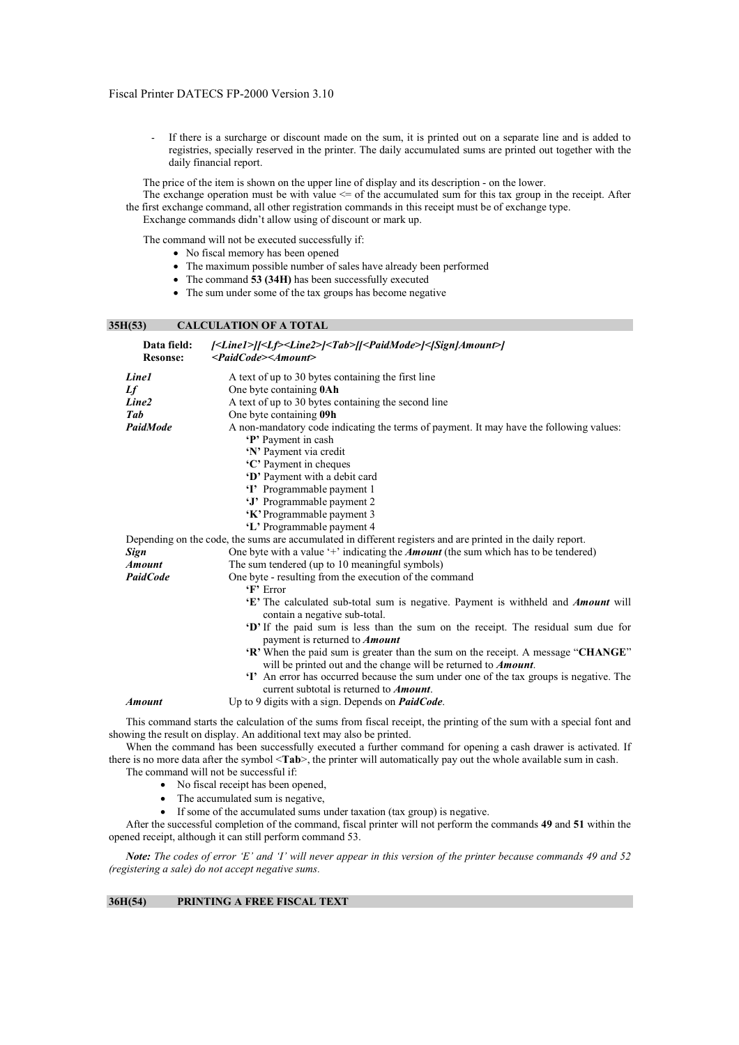- If there is a surcharge or discount made on the sum, it is printed out on a separate line and is added to registries, specially reserved in the printer. The daily accumulated sums are printed out together with the daily financial report.

The price of the item is shown on the upper line of display and its description - on the lower.

The exchange operation must be with value <= of the accumulated sum for this tax group in the receipt. After the first exchange command, all other registration commands in this receipt must be of exchange type.

Exchange commands didn't allow using of discount or mark up.

The command will not be executed successfully if:

- No fiscal memory has been opened
- The maximum possible number of sales have already been performed
- The command **53 (34H)** has been successfully executed
- The sum under some of the tax groups has become negative

## 35H(53) CALCULATION OF A TOTAL

**Data field:** *[<Line1>][<Lf><Line2>]<Tab>[[<PaidMode>]<[Sign]Amount>]*
**Resonse:** *<PaidCode><Amount>*

***Line1*** A text of up to 30 bytes containing the first line
***Lf*** One byte containing **0Ah**
***Line2*** A text of up to 30 bytes containing the second line
***Tab*** One byte containing **09h**
***PaidMode*** A non-mandatory code indicating the terms of payment. It may have the following values:
- **'P'** Payment in cash
- **'N'** Payment via credit
- **'C'** Payment in cheques
- **'D'** Payment with a debit card
- **'I'** Programmable payment 1
- **'J'** Programmable payment 2
- **'K'** Programmable payment 3
- **'L'** Programmable payment 4

Depending on the code, the sums are accumulated in different registers and are printed in the daily report.

***Sign*** One byte with a value '+' indicating the ***Amount*** (the sum which has to be tendered)
***Amount*** The sum tendered (up to 10 meaningful symbols)
***PaidCode*** One byte - resulting from the execution of the command
- **'F'** Error
- **'E'** The calculated sub-total sum is negative. Payment is withheld and ***Amount*** will contain a negative sub-total.
- **'D'** If the paid sum is less than the sum on the receipt. The residual sum due for payment is returned to ***Amount***
- **'R'** When the paid sum is greater than the sum on the receipt. A message "**CHANGE**" will be printed out and the change will be returned to ***Amount***.
- **'I'** An error has occurred because the sum under one of the tax groups is negative. The current subtotal is returned to ***Amount***.

***Amount*** Up to 9 digits with a sign. Depends on ***PaidCode***.

This command starts the calculation of the sums from fiscal receipt, the printing of the sum with a special font and showing the result on display. An additional text may also be printed.

When the command has been successfully executed a further command for opening a cash drawer is activated. If there is no more data after the symbol <**Tab**>, the printer will automatically pay out the whole available sum in cash.

The command will not be successful if:

- No fiscal receipt has been opened,
- The accumulated sum is negative,
- If some of the accumulated sums under taxation (tax group) is negative.

After the successful completion of the command, fiscal printer will not perform the commands **49** and **51** within the opened receipt, although it can still perform command 53.

***Note:*** *The codes of error 'E' and 'I' will never appear in this version of the printer because commands 49 and 52 (registering a sale) do not accept negative sums.*

## 36H(54) PRINTING A FREE FISCAL TEXT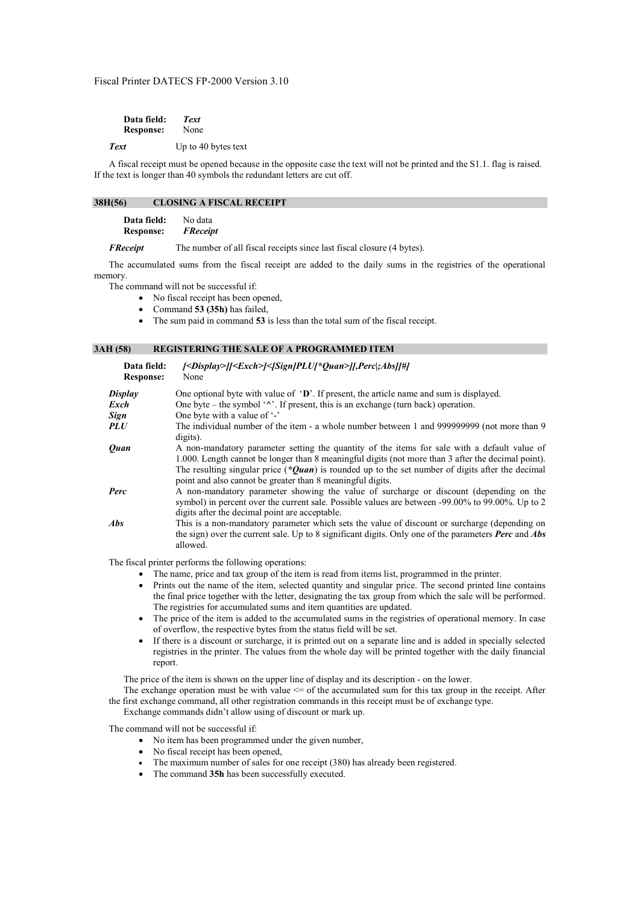**Data field:** ***Text***
**Response:** None

***Text*** Up to 40 bytes text

A fiscal receipt must be opened because in the opposite case the text will not be printed and the S1.1. flag is raised. If the text is longer than 40 symbols the redundant letters are cut off.

## 38H(56) CLOSING A FISCAL RECEIPT

**Data field:** No data
**Response:** ***FReceipt***

***FReceipt*** The number of all fiscal receipts since last fiscal closure (4 bytes).

The accumulated sums from the fiscal receipt are added to the daily sums in the registries of the operational memory.

The command will not be successful if:

- No fiscal receipt has been opened,
- Command **53 (35h)** has failed,
- The sum paid in command **53** is less than the total sum of the fiscal receipt.

## 3AH (58) REGISTERING THE SALE OF A PROGRAMMED ITEM

**Data field:** ***[<Display>][<Exch>]<[Sign]PLU[*Quan>][,Perc|;Abs][#]***
**Response:** None

***Display*** One optional byte with value of '**D**'. If present, the article name and sum is displayed.

***Exch*** One byte – the symbol '^'. If present, this is an exchange (turn back) operation.

***Sign*** One byte with a value of '-'

***PLU*** The individual number of the item - a whole number between 1 and 999999999 (not more than 9 digits).

***Quan*** A non-mandatory parameter setting the quantity of the items for sale with a default value of 1.000. Length cannot be longer than 8 meaningful digits (not more than 3 after the decimal point). The resulting singular price (***\*Quan***) is rounded up to the set number of digits after the decimal point and also cannot be greater than 8 meaningful digits.

***Perc*** A non-mandatory parameter showing the value of surcharge or discount (depending on the symbol) in percent over the current sale. Possible values are between -99.00% to 99.00%. Up to 2 digits after the decimal point are acceptable.

***Abs*** This is a non-mandatory parameter which sets the value of discount or surcharge (depending on the sign) over the current sale. Up to 8 significant digits. Only one of the parameters ***Perc*** and ***Abs*** allowed.

The fiscal printer performs the following operations:

- The name, price and tax group of the item is read from items list, programmed in the printer.
- Prints out the name of the item, selected quantity and singular price. The second printed line contains the final price together with the letter, designating the tax group from which the sale will be performed. The registries for accumulated sums and item quantities are updated.
- The price of the item is added to the accumulated sums in the registries of operational memory. In case of overflow, the respective bytes from the status field will be set.
- If there is a discount or surcharge, it is printed out on a separate line and is added in specially selected registries in the printer. The values from the whole day will be printed together with the daily financial report.

The price of the item is shown on the upper line of display and its description - on the lower.

The exchange operation must be with value <= of the accumulated sum for this tax group in the receipt. After the first exchange command, all other registration commands in this receipt must be of exchange type.

Exchange commands didn't allow using of discount or mark up.

The command will not be successful if:

- No item has been programmed under the given number,
- No fiscal receipt has been opened,
- The maximum number of sales for one receipt (380) has already been registered.
- The command **35h** has been successfully executed.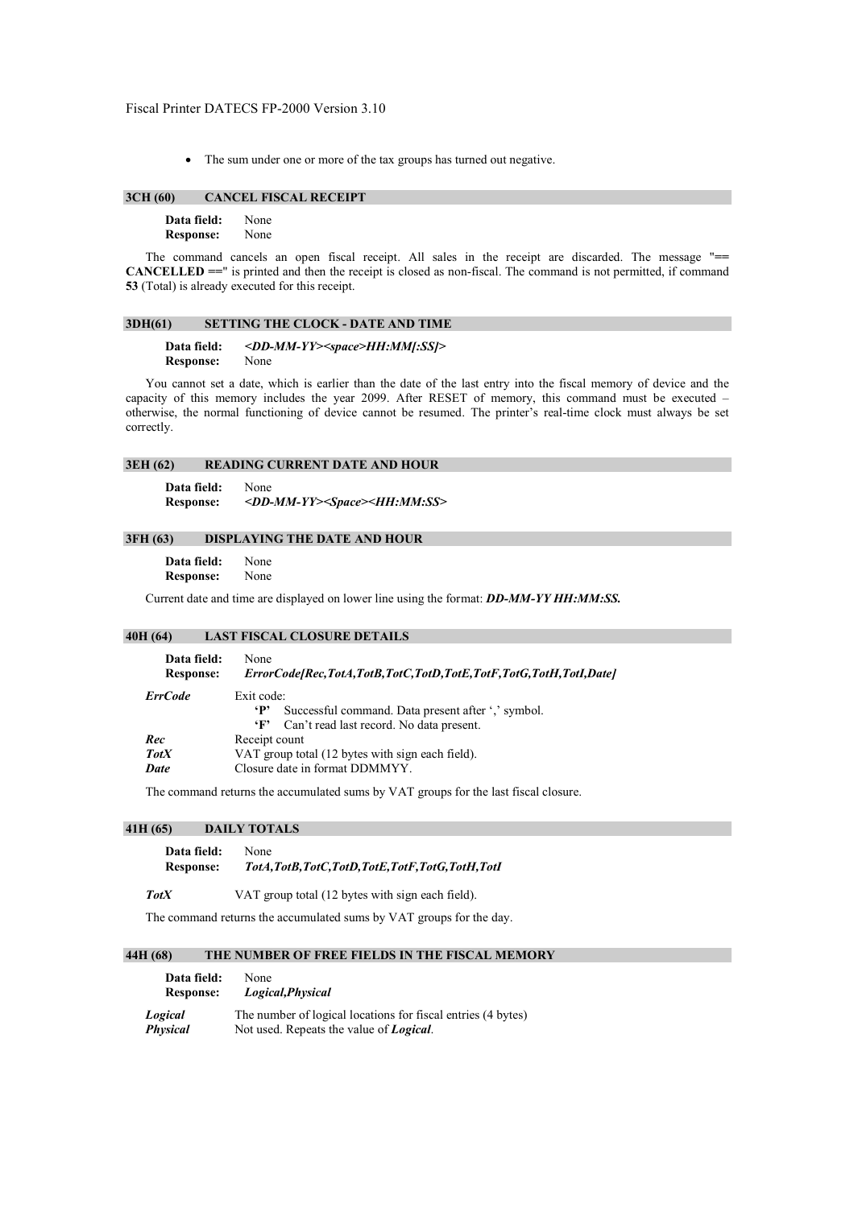- The sum under one or more of the tax groups has turned out negative.

### 3CH (60) CANCEL FISCAL RECEIPT

**Data field:** None
**Response:** None

The command cancels an open fiscal receipt. All sales in the receipt are discarded. The message "**== CANCELLED ==**" is printed and then the receipt is closed as non-fiscal. The command is not permitted, if command **53** (Total) is already executed for this receipt.

### 3DH(61) SETTING THE CLOCK - DATE AND TIME

**Data field:** ***<DD-MM-YY><space>HH:MM[:SS]>***
**Response:** None

You cannot set a date, which is earlier than the date of the last entry into the fiscal memory of device and the capacity of this memory includes the year 2099. After RESET of memory, this command must be executed – otherwise, the normal functioning of device cannot be resumed. The printer's real-time clock must always be set correctly.

### 3EH (62) READING CURRENT DATE AND HOUR

**Data field:** None
**Response:** ***<DD-MM-YY><Space><HH:MM:SS>***

### 3FH (63) DISPLAYING THE DATE AND HOUR

**Data field:** None
**Response:** None

Current date and time are displayed on lower line using the format: ***DD-MM-YY HH:MM:SS.***

### 40H (64) LAST FISCAL CLOSURE DETAILS

**Data field:** None
**Response:** ***ErrorCode[Rec,TotA,TotB,TotC,TotD,TotE,TotF,TotG,TotH,TotI,Date]***

***ErrCode*** Exit code:
- **'P'** Successful command. Data present after ',' symbol.
- **'F'** Can't read last record. No data present.

***Rec*** Receipt count
***TotX*** VAT group total (12 bytes with sign each field).
***Date*** Closure date in format DDMMYY.

The command returns the accumulated sums by VAT groups for the last fiscal closure.

### 41H (65) DAILY TOTALS

**Data field:** None
**Response:** ***TotA,TotB,TotC,TotD,TotE,TotF,TotG,TotH,TotI***

***TotX*** VAT group total (12 bytes with sign each field).

The command returns the accumulated sums by VAT groups for the day.

### 44H (68) THE NUMBER OF FREE FIELDS IN THE FISCAL MEMORY

**Data field:** None
**Response:** ***Logical,Physical***

***Logical*** The number of logical locations for fiscal entries (4 bytes)
***Physical*** Not used. Repeats the value of ***Logical***.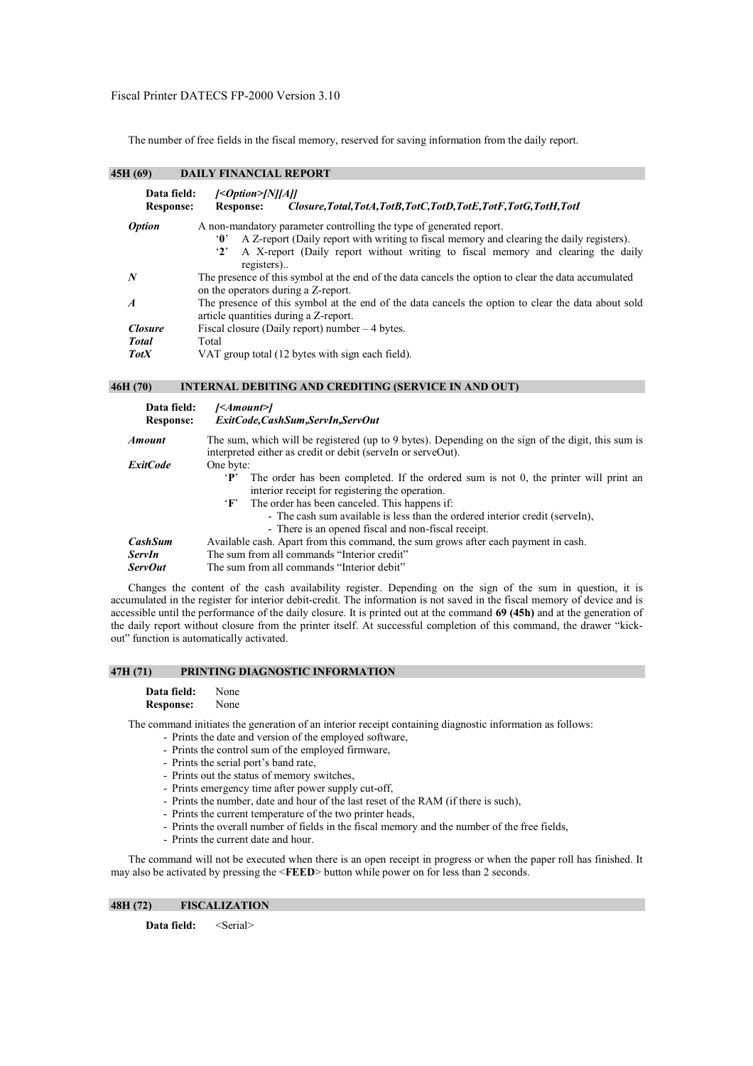The number of free fields in the fiscal memory, reserved for saving information from the daily report.

## 45H (69) DAILY FINANCIAL REPORT

**Data field:** *[<Option>[N][A]]*
**Response:** **Response:** *Closure,Total,TotA,TotB,TotC,TotD,TotE,TotF,TotG,TotH,TotI*

***Option*** A non-mandatory parameter controlling the type of generated report.
- '**0**' A Z-report (Daily report with writing to fiscal memory and clearing the daily registers).
- '**2**' A X-report (Daily report without writing to fiscal memory and clearing the daily registers)..

***N*** The presence of this symbol at the end of the data cancels the option to clear the data accumulated on the operators during a Z-report.

***A*** The presence of this symbol at the end of the data cancels the option to clear the data about sold article quantities during a Z-report.

***Closure*** Fiscal closure (Daily report) number – 4 bytes.

***Total*** Total

***TotX*** VAT group total (12 bytes with sign each field).

## 46H (70) INTERNAL DEBITING AND CREDITING (SERVICE IN AND OUT)

**Data field:** *[<Amount>]*
**Response:** *ExitCode,CashSum,ServIn,ServOut*

***Amount*** The sum, which will be registered (up to 9 bytes). Depending on the sign of the digit, this sum is interpreted either as credit or debit (serveIn or serveOut).

***ExitCode*** One byte:
- '**P**' The order has been completed. If the ordered sum is not 0, the printer will print an interior receipt for registering the operation.
- '**F**' The order has been canceled. This happens if:
  - The cash sum available is less than the ordered interior credit (serveIn),
  - There is an opened fiscal and non-fiscal receipt.

***CashSum*** Available cash. Apart from this command, the sum grows after each payment in cash.

***ServIn*** The sum from all commands "Interior credit"

***ServOut*** The sum from all commands "Interior debit"

Changes the content of the cash availability register. Depending on the sign of the sum in question, it is accumulated in the register for interior debit-credit. The information is not saved in the fiscal memory of device and is accessible until the performance of the daily closure. It is printed out at the command **69 (45h)** and at the generation of the daily report without closure from the printer itself. At successful completion of this command, the drawer "kick-out" function is automatically activated.

## 47H (71) PRINTING DIAGNOSTIC INFORMATION

**Data field:** None
**Response:** None

The command initiates the generation of an interior receipt containing diagnostic information as follows:
- Prints the date and version of the employed software,
- Prints the control sum of the employed firmware,
- Prints the serial port's band rate,
- Prints out the status of memory switches,
- Prints emergency time after power supply cut-off,
- Prints the number, date and hour of the last reset of the RAM (if there is such),
- Prints the current temperature of the two printer heads,
- Prints the overall number of fields in the fiscal memory and the number of the free fields,
- Prints the current date and hour.

The command will not be executed when there is an open receipt in progress or when the paper roll has finished. It may also be activated by pressing the <**FEED**> button while power on for less than 2 seconds.

## 48H (72) FISCALIZATION

**Data field:** <Serial>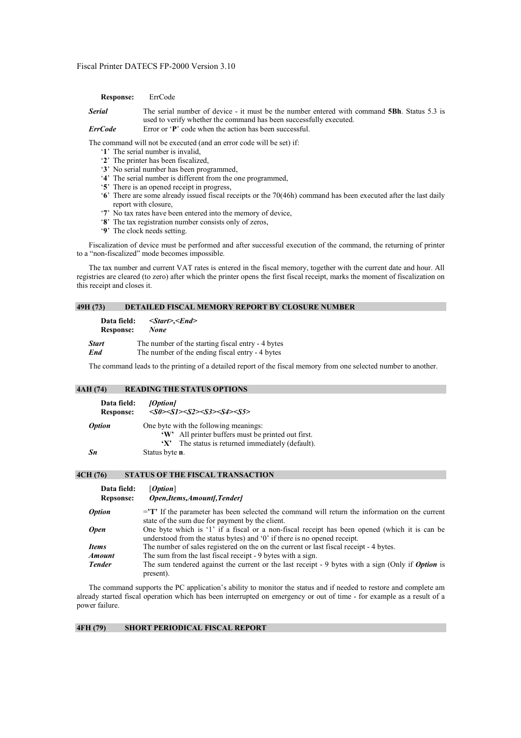**Response:** ErrCode

***Serial*** The serial number of device - it must be the number entered with command **5Bh**. Status 5.3 is used to verify whether the command has been successfully executed.

***ErrCode*** Error or '**P**' code when the action has been successful.

The command will not be executed (and an error code will be set) if:

- '**1**' The serial number is invalid,
- '**2**' The printer has been fiscalized,
- '**3**' No serial number has been programmed,
- '**4**' The serial number is different from the one programmed,
- '**5**' There is an opened receipt in progress,
- '**6**' There are some already issued fiscal receipts or the 70(46h) command has been executed after the last daily report with closure,
- '**7**' No tax rates have been entered into the memory of device,
- '**8**' The tax registration number consists only of zeros,
- '**9**' The clock needs setting.

Fiscalization of device must be performed and after successful execution of the command, the returning of printer to a "non-fiscalized" mode becomes impossible.

The tax number and current VAT rates is entered in the fiscal memory, together with the current date and hour. All registries are cleared (to zero) after which the printer opens the first fiscal receipt, marks the moment of fiscalization on this receipt and closes it.

## 49H (73) DETAILED FISCAL MEMORY REPORT BY CLOSURE NUMBER

**Data field:** ***<Start>,<End>***
**Response:** ***None***

***Start*** The number of the starting fiscal entry - 4 bytes
***End*** The number of the ending fiscal entry - 4 bytes

The command leads to the printing of a detailed report of the fiscal memory from one selected number to another.

## 4AH (74) READING THE STATUS OPTIONS

**Data field:** ***[Option]***
**Response:** ***<S0><S1><S2><S3><S4><S5>***

***Option*** One byte with the following meanings:
- **'W'** All printer buffers must be printed out first.
- **'X'** The status is returned immediately (default).

***Sn*** Status byte **n**.

## 4CH (76) STATUS OF THE FISCAL TRANSACTION

**Data field:** [***Option***]
**Repsonse:** ***Open,Items,Amount[,Tender]***

***Option*** ='**T**' If the parameter has been selected the command will return the information on the current state of the sum due for payment by the client.

***Open*** One byte which is '1' if a fiscal or a non-fiscal receipt has been opened (which it is can be understood from the status bytes) and '0' if there is no opened receipt.

***Items*** The number of sales registered on the on the current or last fiscal receipt - 4 bytes.

***Amount*** The sum from the last fiscal receipt - 9 bytes with a sign.

***Tender*** The sum tendered against the current or the last receipt - 9 bytes with a sign (Only if ***Option*** is present).

The command supports the PC application's ability to monitor the status and if needed to restore and complete am already started fiscal operation which has been interrupted on emergency or out of time - for example as a result of a power failure.

## 4FH (79) SHORT PERIODICAL FISCAL REPORT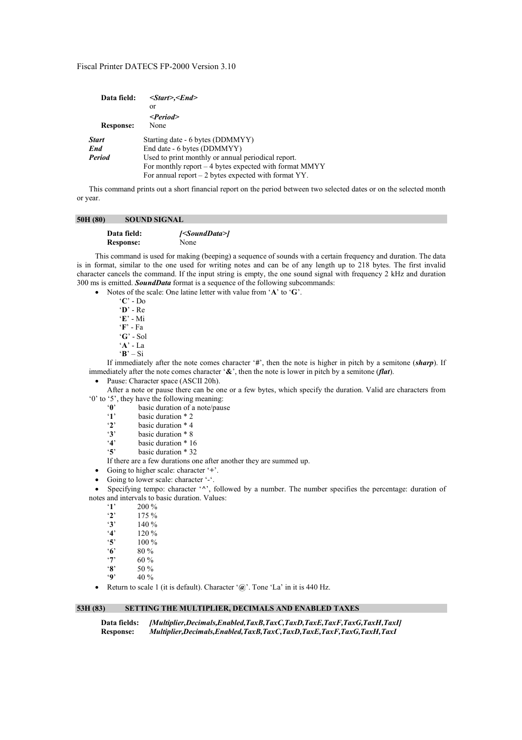**Data field:** *<Start>,<End>*
or
*<Period>*
**Response:** None

***Start*** Starting date - 6 bytes (DDMMYY)
***End*** End date - 6 bytes (DDMMYY)
***Period*** Used to print monthly or annual periodical report.
For monthly report – 4 bytes expected with format MMYY
For annual report – 2 bytes expected with format YY.

This command prints out a short financial report on the period between two selected dates or on the selected month or year.

## 50H (80) SOUND SIGNAL

**Data field:** *[<SoundData>]*
**Response:** None

This command is used for making (beeping) a sequence of sounds with a certain frequency and duration. The data is in format, similar to the one used for writing notes and can be of any length up to 218 bytes. The first invalid character cancels the command. If the input string is empty, the one sound signal with frequency 2 kHz and duration 300 ms is emitted. ***SoundData*** format is a sequence of the following subcommands:

- Notes of the scale: One latine letter with value from '**A**' to '**G**'.
  - '**C**' - Do
  - '**D**' - Re
  - '**E**' - Mi
  - '**F**' - Fa
  - '**G**' - Sol
  - '**A**' - La
  - '**B**' – Si

  If immediately after the note comes character '**#**', then the note is higher in pitch by a semitone (***sharp***). If immediately after the note comes character '**&**', then the note is lower in pitch by a semitone (***flat***).

- Pause: Character space (ASCII 20h).

  After a note or pause there can be one or a few bytes, which specify the duration. Valid are characters from '0' to '5', they have the following meaning:
  - '**0**' basic duration of a note/pause
  - '**1**' basic duration * 2
  - '**2**' basic duration * 4
  - '**3**' basic duration * 8
  - '**4**' basic duration * 16
  - '**5**' basic duration * 32

  If there are a few durations one after another they are summed up.

- Going to higher scale: character '+'.
- Going to lower scale: character '-'.
- Specifying tempo: character '^', followed by a number. The number specifies the percentage: duration of notes and intervals to basic duration. Values:
  - '**1**' 200 %
  - '**2**' 175 %
  - '**3**' 140 %
  - '**4**' 120 %
  - '**5**' 100 %
  - '**6**' 80 %
  - '**7**' 60 %
  - '**8**' 50 %
  - '**9**' 40 %
- Return to scale 1 (it is default). Character '**@**'. Tone 'La' in it is 440 Hz.

## 53H (83) SETTING THE MULTIPLIER, DECIMALS AND ENABLED TAXES

**Data fields:** ***[Multiplier,Decimals,Enabled,TaxB,TaxC,TaxD,TaxE,TaxF,TaxG,TaxH,TaxI]***
**Response:** ***Multiplier,Decimals,Enabled,TaxB,TaxC,TaxD,TaxE,TaxF,TaxG,TaxH,TaxI***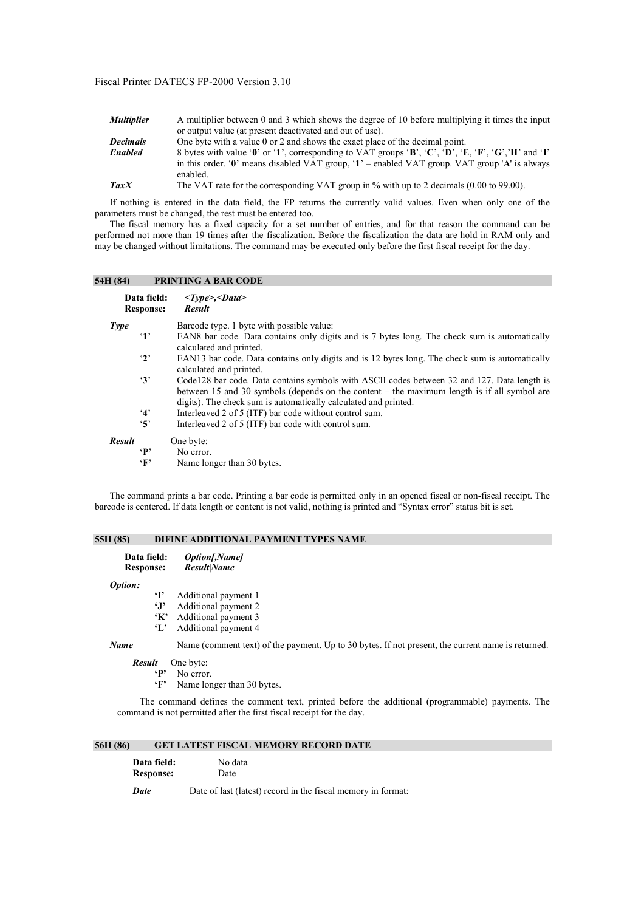| | |
|---|---|
| ***Multiplier*** | A multiplier between 0 and 3 which shows the degree of 10 before multiplying it times the input or output value (at present deactivated and out of use). |
| ***Decimals*** | One byte with a value 0 or 2 and shows the exact place of the decimal point. |
| ***Enabled*** | 8 bytes with value '**0**' or '**1**', corresponding to VAT groups '**B**', '**C**', '**D**', '**E**, '**F**', '**G**','**H**' and '**I**' in this order. '**0**' means disabled VAT group, '**1**' – enabled VAT group. VAT group '**A**' is always enabled. |
| ***TaxX*** | The VAT rate for the corresponding VAT group in % with up to 2 decimals (0.00 to 99.00). |

If nothing is entered in the data field, the FP returns the currently valid values. Even when only one of the parameters must be changed, the rest must be entered too.

The fiscal memory has a fixed capacity for a set number of entries, and for that reason the command can be performed not more than 19 times after the fiscalization. Before the fiscalization the data are hold in RAM only and may be changed without limitations. The command may be executed only before the first fiscal receipt for the day.

## 54H (84) PRINTING A BAR CODE

**Data field:** ***<Type>,<Data>***
**Response:** ***Result***

***Type*** Barcode type. 1 byte with possible value:

- '**1**' EAN8 bar code. Data contains only digits and is 7 bytes long. The check sum is automatically calculated and printed.
- '**2**' EAN13 bar code. Data contains only digits and is 12 bytes long. The check sum is automatically calculated and printed.
- '**3**' Code128 bar code. Data contains symbols with ASCII codes between 32 and 127. Data length is between 15 and 30 symbols (depends on the content – the maximum length is if all symbol are digits). The check sum is automatically calculated and printed.
- '**4**' Interleaved 2 of 5 (ITF) bar code without control sum.
- '**5**' Interleaved 2 of 5 (ITF) bar code with control sum.

***Result*** One byte:

- '**P**' No error.
- '**F**' Name longer than 30 bytes.

The command prints a bar code. Printing a bar code is permitted only in an opened fiscal or non-fiscal receipt. The barcode is centered. If data length or content is not valid, nothing is printed and "Syntax error" status bit is set.

## 55H (85) DIFINE ADDITIONAL PAYMENT TYPES NAME

**Data field:** ***Option[,Name]***
**Response:** ***Result|Name***

***Option:***

- '**I**' Additional payment 1
- '**J**' Additional payment 2
- '**K**' Additional payment 3
- '**L**' Additional payment 4

***Name*** Name (comment text) of the payment. Up to 30 bytes. If not present, the current name is returned.

***Result*** One byte:

- '**P**' No error.
- '**F**' Name longer than 30 bytes.

The command defines the comment text, printed before the additional (programmable) payments. The command is not permitted after the first fiscal receipt for the day.

## 56H (86) GET LATEST FISCAL MEMORY RECORD DATE

**Data field:** No data
**Response:** Date

***Date*** Date of last (latest) record in the fiscal memory in format: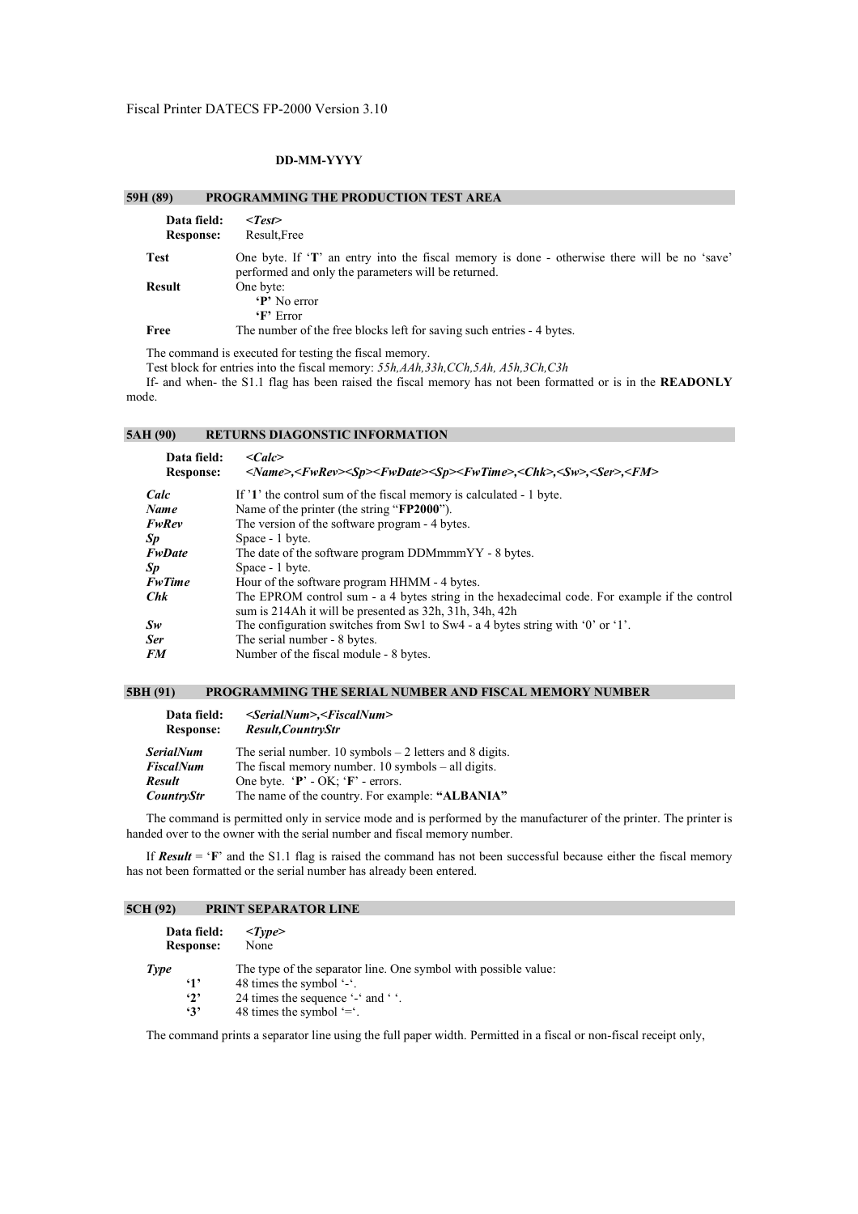**DD-MM-YYYY**

## 59H (89) PROGRAMMING THE PRODUCTION TEST AREA

**Data field:** *<Test>*
**Response:** Result,Free

**Test** One byte. If '**T**' an entry into the fiscal memory is done - otherwise there will be no 'save' performed and only the parameters will be returned.

**Result** One byte:
- **'P'** No error
- **'F'** Error

**Free** The number of the free blocks left for saving such entries - 4 bytes.

The command is executed for testing the fiscal memory.

Test block for entries into the fiscal memory: *55h,AAh,33h,CCh,5Ah, A5h,3Ch,C3h*

If- and when- the S1.1 flag has been raised the fiscal memory has not been formatted or is in the **READONLY** mode.

## 5AH (90) RETURNS DIAGONSTIC INFORMATION

**Data field:** *<Calc>*
**Response:** *<Name>,<FwRev><Sp><FwDate><Sp><FwTime>,<Chk>,<Sw>,<Ser>,<FM>*

***Calc*** If '**1**' the control sum of the fiscal memory is calculated - 1 byte.

***Name*** Name of the printer (the string "**FP2000**").

***FwRev*** The version of the software program - 4 bytes.

***Sp*** Space - 1 byte.

***FwDate*** The date of the software program DDMmmmYY - 8 bytes.

***Sp*** Space - 1 byte.

***FwTime*** Hour of the software program HHMM - 4 bytes.

***Chk*** The EPROM control sum - a 4 bytes string in the hexadecimal code. For example if the control sum is 214Ah it will be presented as 32h, 31h, 34h, 42h

***Sw*** The configuration switches from Sw1 to Sw4 - a 4 bytes string with '0' or '1'.

***Ser*** The serial number - 8 bytes.

***FM*** Number of the fiscal module - 8 bytes.

## 5BH (91) PROGRAMMING THE SERIAL NUMBER AND FISCAL MEMORY NUMBER

**Data field:** *<SerialNum>,<FiscalNum>*
**Response:** ***Result,CountryStr***

***SerialNum*** The serial number. 10 symbols – 2 letters and 8 digits.

***FiscalNum*** The fiscal memory number. 10 symbols – all digits.

***Result*** One byte. '**P**' - OK; '**F**' - errors.

***CountryStr*** The name of the country. For example: **"ALBANIA"**

The command is permitted only in service mode and is performed by the manufacturer of the printer. The printer is handed over to the owner with the serial number and fiscal memory number.

If ***Result*** = '**F**' and the S1.1 flag is raised the command has not been successful because either the fiscal memory has not been formatted or the serial number has already been entered.

## 5CH (92) PRINT SEPARATOR LINE

**Data field:** *<Type>*
**Response:** None

***Type*** The type of the separator line. One symbol with possible value:
- **'1'** 48 times the symbol '-'.
- **'2'** 24 times the sequence '-' and ' '.
- **'3'** 48 times the symbol '='.

The command prints a separator line using the full paper width. Permitted in a fiscal or non-fiscal receipt only,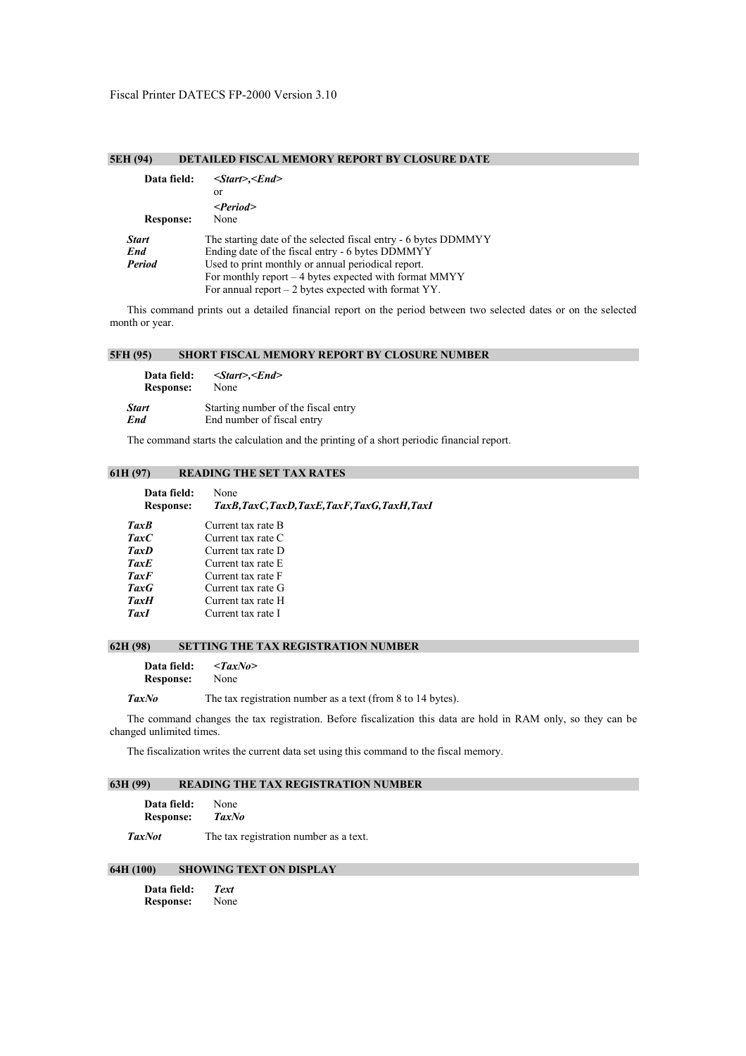### 5EH (94) DETAILED FISCAL MEMORY REPORT BY CLOSURE DATE

**Data field:** *<Start>,<End>*
or
*<Period>*

**Response:** None

***Start*** The starting date of the selected fiscal entry - 6 bytes DDMMYY
***End*** Ending date of the fiscal entry - 6 bytes DDMMYY
***Period*** Used to print monthly or annual periodical report.
For monthly report – 4 bytes expected with format MMYY
For annual report – 2 bytes expected with format YY.

This command prints out a detailed financial report on the period between two selected dates or on the selected month or year.

### 5FH (95) SHORT FISCAL MEMORY REPORT BY CLOSURE NUMBER

**Data field:** *<Start>,<End>*
**Response:** None

***Start*** Starting number of the fiscal entry
***End*** End number of fiscal entry

The command starts the calculation and the printing of a short periodic financial report.

### 61H (97) READING THE SET TAX RATES

**Data field:** None
**Response:** *TaxB,TaxC,TaxD,TaxE,TaxF,TaxG,TaxH,TaxI*

***TaxB*** Current tax rate B
***TaxC*** Current tax rate C
***TaxD*** Current tax rate D
***TaxE*** Current tax rate E
***TaxF*** Current tax rate F
***TaxG*** Current tax rate G
***TaxH*** Current tax rate H
***TaxI*** Current tax rate I

### 62H (98) SETTING THE TAX REGISTRATION NUMBER

**Data field:** *<TaxNo>*
**Response:** None

***TaxNo*** The tax registration number as a text (from 8 to 14 bytes).

The command changes the tax registration. Before fiscalization this data are hold in RAM only, so they can be changed unlimited times.

The fiscalization writes the current data set using this command to the fiscal memory.

### 63H (99) READING THE TAX REGISTRATION NUMBER

**Data field:** None
**Response:** *TaxNo*

***TaxNot*** The tax registration number as a text.

### 64H (100) SHOWING TEXT ON DISPLAY

**Data field:** *Text*
**Response:** None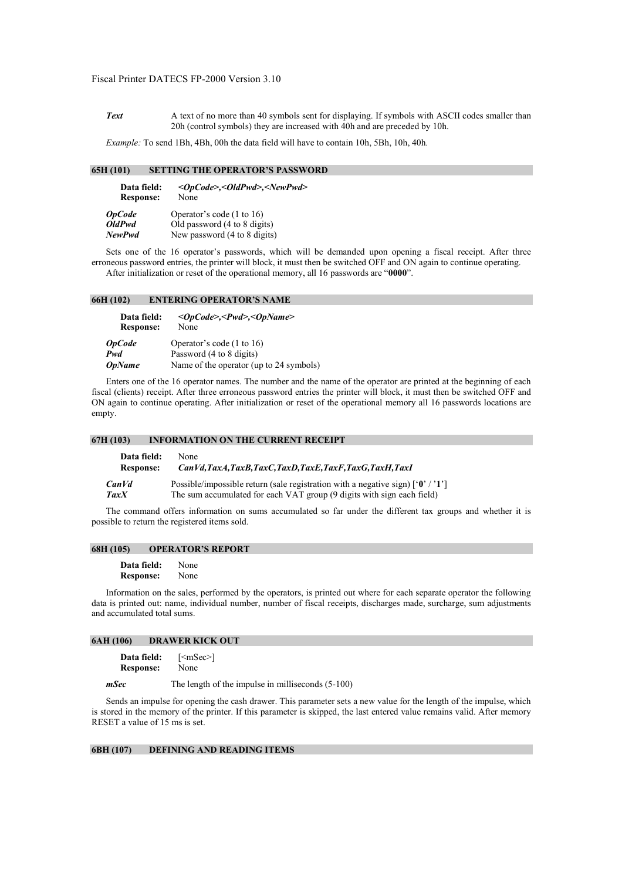***Text*** A text of no more than 40 symbols sent for displaying. If symbols with ASCII codes smaller than 20h (control symbols) they are increased with 40h and are preceded by 10h.

*Example:* To send 1Bh, 4Bh, 00h the data field will have to contain 10h, 5Bh, 10h, 40h.

## 65H (101) SETTING THE OPERATOR'S PASSWORD

**Data field:** *<OpCode>,<OldPwd>,<NewPwd>*
**Response:** None

***OpCode*** Operator's code (1 to 16)
***OldPwd*** Old password (4 to 8 digits)
***NewPwd*** New password (4 to 8 digits)

Sets one of the 16 operator's passwords, which will be demanded upon opening a fiscal receipt. After three erroneous password entries, the printer will block, it must then be switched OFF and ON again to continue operating.
After initialization or reset of the operational memory, all 16 passwords are "**0000**".

## 66H (102) ENTERING OPERATOR'S NAME

**Data field:** *<OpCode>,<Pwd>,<OpName>*
**Response:** None

***OpCode*** Operator's code (1 to 16)
***Pwd*** Password (4 to 8 digits)
***OpName*** Name of the operator (up to 24 symbols)

Enters one of the 16 operator names. The number and the name of the operator are printed at the beginning of each fiscal (clients) receipt. After three erroneous password entries the printer will block, it must then be switched OFF and ON again to continue operating. After initialization or reset of the operational memory all 16 passwords locations are empty.

## 67H (103) INFORMATION ON THE CURRENT RECEIPT

**Data field:** None
**Response:** *CanVd,TaxA,TaxB,TaxC,TaxD,TaxE,TaxF,TaxG,TaxH,TaxI*

***CanVd*** Possible/impossible return (sale registration with a negative sign) ['**0**' / '**1**']
***TaxX*** The sum accumulated for each VAT group (9 digits with sign each field)

The command offers information on sums accumulated so far under the different tax groups and whether it is possible to return the registered items sold.

## 68H (105) OPERATOR'S REPORT

**Data field:** None
**Response:** None

Information on the sales, performed by the operators, is printed out where for each separate operator the following data is printed out: name, individual number, number of fiscal receipts, discharges made, surcharge, sum adjustments and accumulated total sums.

## 6AH (106) DRAWER KICK OUT

**Data field:** [<mSec>]
**Response:** None

***mSec*** The length of the impulse in milliseconds (5-100)

Sends an impulse for opening the cash drawer. This parameter sets a new value for the length of the impulse, which is stored in the memory of the printer. If this parameter is skipped, the last entered value remains valid. After memory RESET a value of 15 ms is set.

## 6BH (107) DEFINING AND READING ITEMS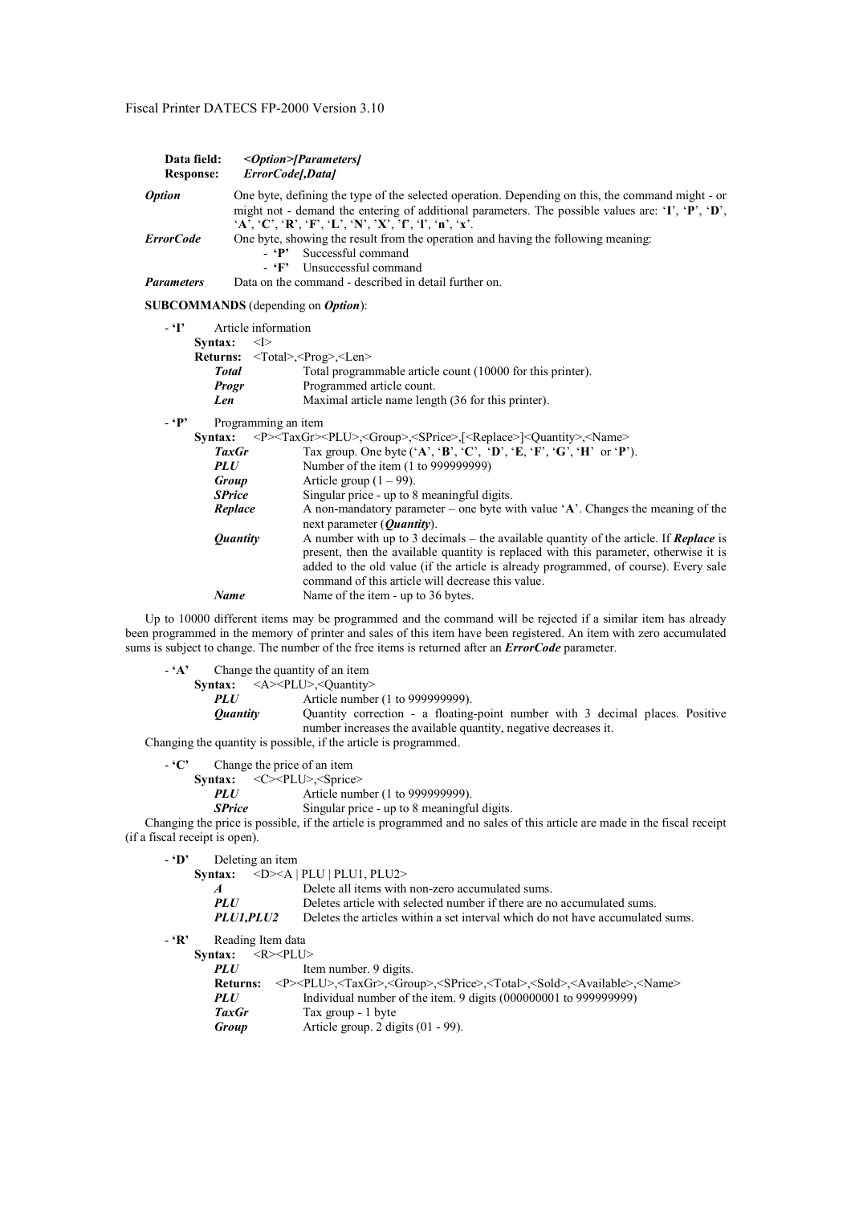**Data field:** *<Option>[Parameters]*
**Response:** *ErrorCode[,Data]*

***Option*** One byte, defining the type of the selected operation. Depending on this, the command might - or might not - demand the entering of additional parameters. The possible values are: '**I**', '**P**', '**D**', '**A**', '**C**', '**R**', '**F**', '**L**', '**N**', '**X**', '**f**', '**l**', '**n**', '**x**'.

***ErrorCode*** One byte, showing the result from the operation and having the following meaning:

- '**P**' Successful command
- '**F**' Unsuccessful command

***Parameters*** Data on the command - described in detail further on.

**SUBCOMMANDS** (depending on ***Option***):

- **'I'** Article information

  **Syntax:** <I>

  **Returns:** <Total>,<Prog>,<Len>

  ***Total*** Total programmable article count (10000 for this printer).

  ***Progr*** Programmed article count.

  ***Len*** Maximal article name length (36 for this printer).

- **'P'** Programming an item

  **Syntax:** <P><TaxGr><PLU>,<Group>,<SPrice>,[<Replace>]<Quantity>,<Name>

  ***TaxGr*** Tax group. One byte ('**A**', '**B**', '**C**', '**D**', '**E**, '**F**', '**G**', '**H**' or '**P**').

  ***PLU*** Number of the item (1 to 999999999)

  ***Group*** Article group (1 – 99).

  ***SPrice*** Singular price - up to 8 meaningful digits.

  ***Replace*** A non-mandatory parameter – one byte with value '**A**'. Changes the meaning of the next parameter (***Quantity***).

  ***Quantity*** A number with up to 3 decimals – the available quantity of the article. If ***Replace*** is present, then the available quantity is replaced with this parameter, otherwise it is added to the old value (if the article is already programmed, of course). Every sale command of this article will decrease this value.

  ***Name*** Name of the item - up to 36 bytes.

Up to 10000 different items may be programmed and the command will be rejected if a similar item has already been programmed in the memory of printer and sales of this item have been registered. An item with zero accumulated sums is subject to change. The number of the free items is returned after an ***ErrorCode*** parameter.

- **'A'** Change the quantity of an item

  **Syntax:** <A><PLU>,<Quantity>

  ***PLU*** Article number (1 to 999999999).

  ***Quantity*** Quantity correction - a floating-point number with 3 decimal places. Positive number increases the available quantity, negative decreases it.

Changing the quantity is possible, if the article is programmed.

- **'C'** Change the price of an item

  **Syntax:** <C><PLU>,<Sprice>

  ***PLU*** Article number (1 to 999999999).

  ***SPrice*** Singular price - up to 8 meaningful digits.

Changing the price is possible, if the article is programmed and no sales of this article are made in the fiscal receipt (if a fiscal receipt is open).

- **'D'** Deleting an item

  **Syntax:** <D><A | PLU | PLU1, PLU2>

  ***A*** Delete all items with non-zero accumulated sums.

  ***PLU*** Deletes article with selected number if there are no accumulated sums.

  ***PLU1,PLU2*** Deletes the articles within a set interval which do not have accumulated sums.

- **'R'** Reading Item data

  **Syntax:** <R><PLU>

  ***PLU*** Item number. 9 digits.

  **Returns:** <P><PLU>,<TaxGr>,<Group>,<SPrice>,<Total>,<Sold>,<Available>,<Name>

  ***PLU*** Individual number of the item. 9 digits (000000001 to 999999999)

  ***TaxGr*** Tax group - 1 byte

  ***Group*** Article group. 2 digits (01 - 99).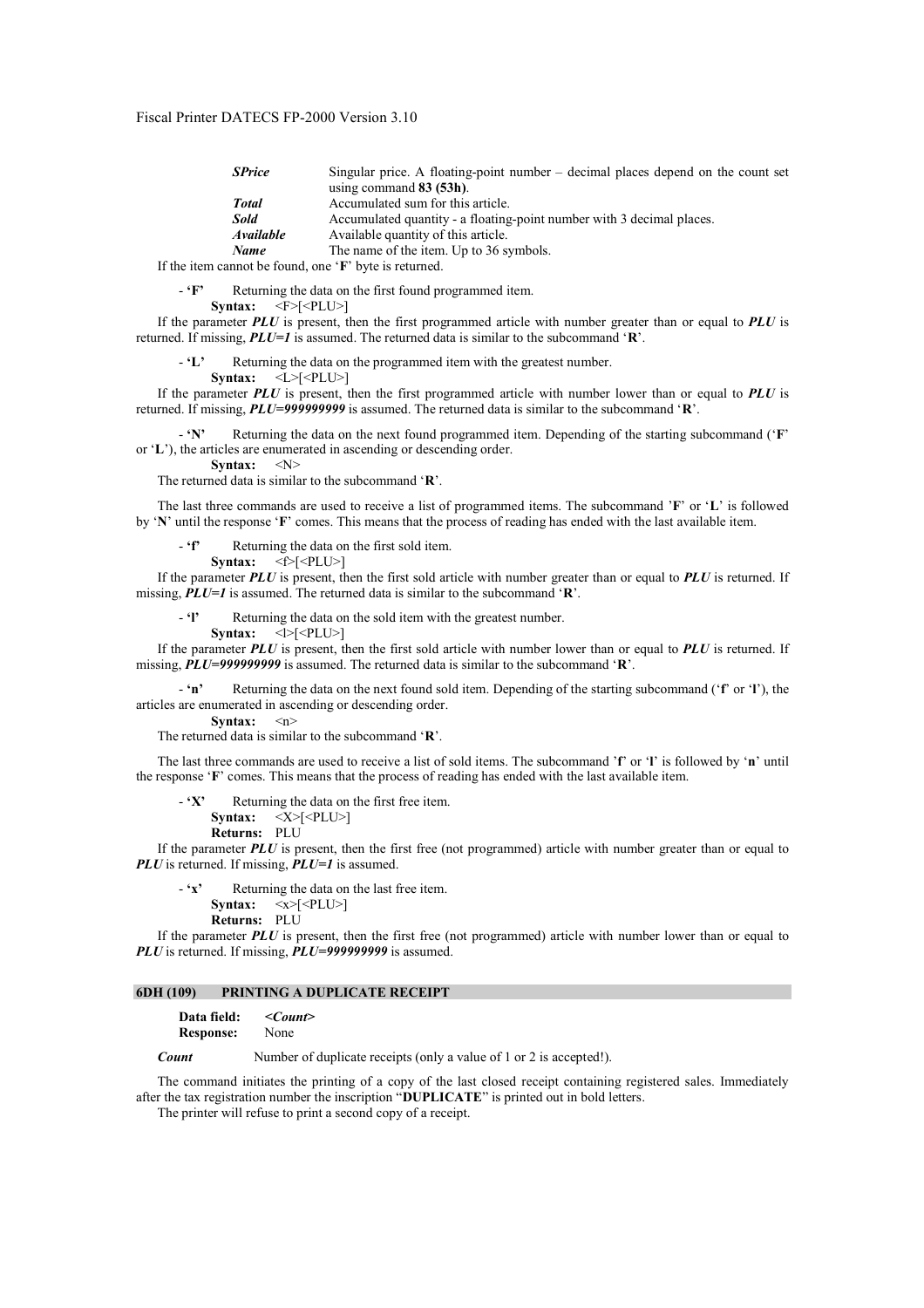| | |
|---|---|
| ***SPrice*** | Singular price. A floating-point number – decimal places depend on the count set using command **83 (53h)**. |
| ***Total*** | Accumulated sum for this article. |
| ***Sold*** | Accumulated quantity - a floating-point number with 3 decimal places. |
| ***Available*** | Available quantity of this article. |
| ***Name*** | The name of the item. Up to 36 symbols. |

If the item cannot be found, one '**F**' byte is returned.

- **'F'** Returning the data on the first found programmed item.
  **Syntax:** <F>[<PLU>]

If the parameter ***PLU*** is present, then the first programmed article with number greater than or equal to ***PLU*** is returned. If missing, ***PLU=1*** is assumed. The returned data is similar to the subcommand '**R**'.

- **'L'** Returning the data on the programmed item with the greatest number.
  **Syntax:** <L>[<PLU>]

If the parameter ***PLU*** is present, then the first programmed article with number lower than or equal to ***PLU*** is returned. If missing, ***PLU=999999999*** is assumed. The returned data is similar to the subcommand '**R**'.

- **'N'** Returning the data on the next found programmed item. Depending of the starting subcommand ('**F**' or '**L**'), the articles are enumerated in ascending or descending order.
  **Syntax:** <N>

The returned data is similar to the subcommand '**R**'.

The last three commands are used to receive a list of programmed items. The subcommand '**F**' or '**L**' is followed by '**N**' until the response '**F**' comes. This means that the process of reading has ended with the last available item.

- **'f'** Returning the data on the first sold item.
  **Syntax:** <f>[<PLU>]

If the parameter ***PLU*** is present, then the first sold article with number greater than or equal to ***PLU*** is returned. If missing, ***PLU=1*** is assumed. The returned data is similar to the subcommand '**R**'.

- **'l'** Returning the data on the sold item with the greatest number.
  **Syntax:** <l>[<PLU>]

If the parameter ***PLU*** is present, then the first sold article with number lower than or equal to ***PLU*** is returned. If missing, ***PLU=999999999*** is assumed. The returned data is similar to the subcommand '**R**'.

- **'n'** Returning the data on the next found sold item. Depending of the starting subcommand ('**f**' or '**l**'), the articles are enumerated in ascending or descending order.
  **Syntax:** <n>

The returned data is similar to the subcommand '**R**'.

The last three commands are used to receive a list of sold items. The subcommand '**f**' or '**l**' is followed by '**n**' until the response '**F**' comes. This means that the process of reading has ended with the last available item.

- **'X'** Returning the data on the first free item.
  **Syntax:** <X>[<PLU>]
  **Returns:** PLU

If the parameter ***PLU*** is present, then the first free (not programmed) article with number greater than or equal to ***PLU*** is returned. If missing, ***PLU=1*** is assumed.

- **'x'** Returning the data on the last free item.
  **Syntax:** <x>[<PLU>]
  **Returns:** PLU

If the parameter ***PLU*** is present, then the first free (not programmed) article with number lower than or equal to ***PLU*** is returned. If missing, ***PLU=999999999*** is assumed.

## 6DH (109) PRINTING A DUPLICATE RECEIPT

**Data field:** ***<Count>***
**Response:** None

***Count*** Number of duplicate receipts (only a value of 1 or 2 is accepted!).

The command initiates the printing of a copy of the last closed receipt containing registered sales. Immediately after the tax registration number the inscription "**DUPLICATE**" is printed out in bold letters.
The printer will refuse to print a second copy of a receipt.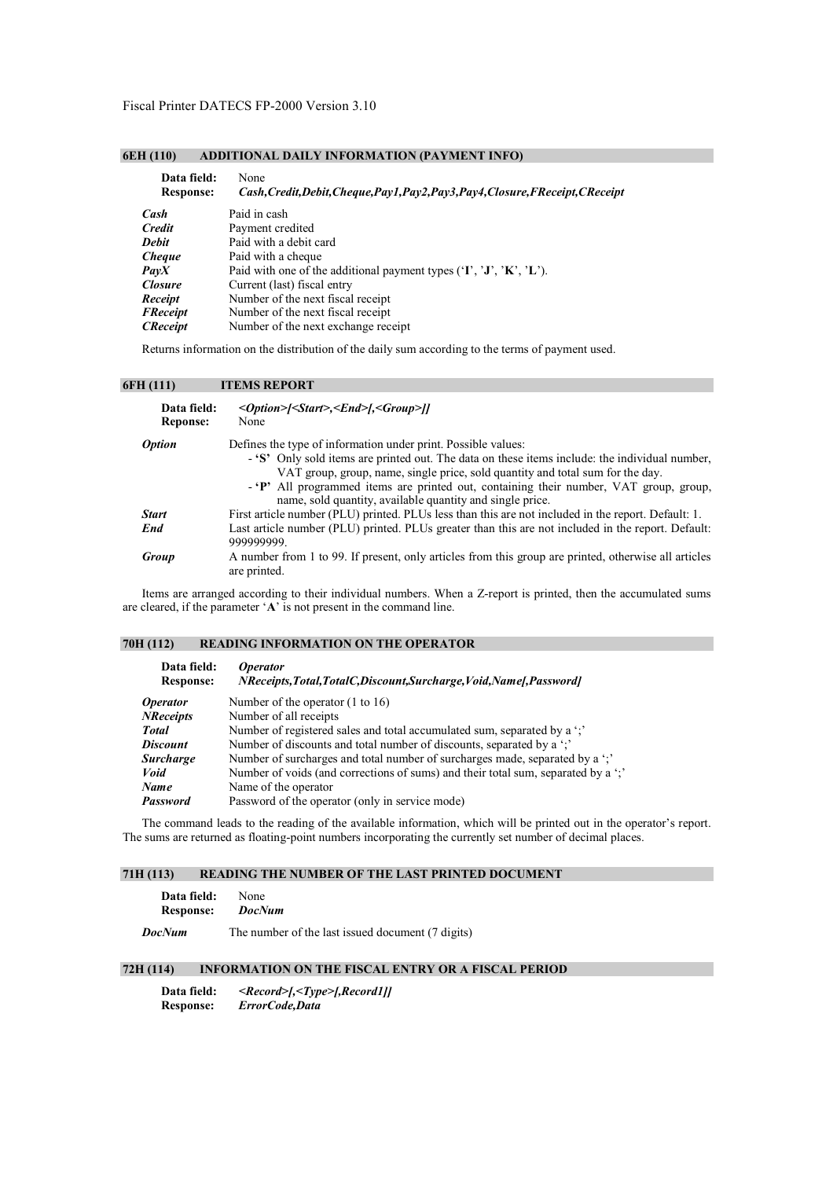### 6EH (110) ADDITIONAL DAILY INFORMATION (PAYMENT INFO)

**Data field:** None
**Response:** ***Cash,Credit,Debit,Cheque,Pay1,Pay2,Pay3,Pay4,Closure,FReceipt,CReceipt***

| | |
|---|---|
| ***Cash*** | Paid in cash |
| ***Credit*** | Payment credited |
| ***Debit*** | Paid with a debit card |
| ***Cheque*** | Paid with a cheque |
| ***PayX*** | Paid with one of the additional payment types ('**I**', '**J**', '**K**', '**L**'). |
| ***Closure*** | Current (last) fiscal entry |
| ***Receipt*** | Number of the next fiscal receipt |
| ***FReceipt*** | Number of the next fiscal receipt |
| ***CReceipt*** | Number of the next exchange receipt |

Returns information on the distribution of the daily sum according to the terms of payment used.

### 6FH (111) ITEMS REPORT

**Data field:** ***<Option>[<Start>,<End>[,<Group>]]***
**Reponse:** None

***Option*** Defines the type of information under print. Possible values:

- **'S'** Only sold items are printed out. The data on these items include: the individual number, VAT group, group, name, single price, sold quantity and total sum for the day.
- **'P'** All programmed items are printed out, containing their number, VAT group, group, name, sold quantity, available quantity and single price.

***Start*** First article number (PLU) printed. PLUs less than this are not included in the report. Default: 1.

***End*** Last article number (PLU) printed. PLUs greater than this are not included in the report. Default: 999999999.

***Group*** A number from 1 to 99. If present, only articles from this group are printed, otherwise all articles are printed.

Items are arranged according to their individual numbers. When a Z-report is printed, then the accumulated sums are cleared, if the parameter '**A**' is not present in the command line.

### 70H (112) READING INFORMATION ON THE OPERATOR

**Data field:** ***Operator***
**Response:** ***NReceipts,Total,TotalC,Discount,Surcharge,Void,Name[,Password]***

| | |
|---|---|
| ***Operator*** | Number of the operator (1 to 16) |
| ***NReceipts*** | Number of all receipts |
| ***Total*** | Number of registered sales and total accumulated sum, separated by a ';' |
| ***Discount*** | Number of discounts and total number of discounts, separated by a ';' |
| ***Surcharge*** | Number of surcharges and total number of surcharges made, separated by a ';' |
| ***Void*** | Number of voids (and corrections of sums) and their total sum, separated by a ';' |
| ***Name*** | Name of the operator |
| ***Password*** | Password of the operator (only in service mode) |

The command leads to the reading of the available information, which will be printed out in the operator's report. The sums are returned as floating-point numbers incorporating the currently set number of decimal places.

### 71H (113) READING THE NUMBER OF THE LAST PRINTED DOCUMENT

**Data field:** None
**Response:** ***DocNum***

***DocNum*** The number of the last issued document (7 digits)

### 72H (114) INFORMATION ON THE FISCAL ENTRY OR A FISCAL PERIOD

**Data field:** ***<Record>[,<Type>[,Record1]]***
**Response:** ***ErrorCode,Data***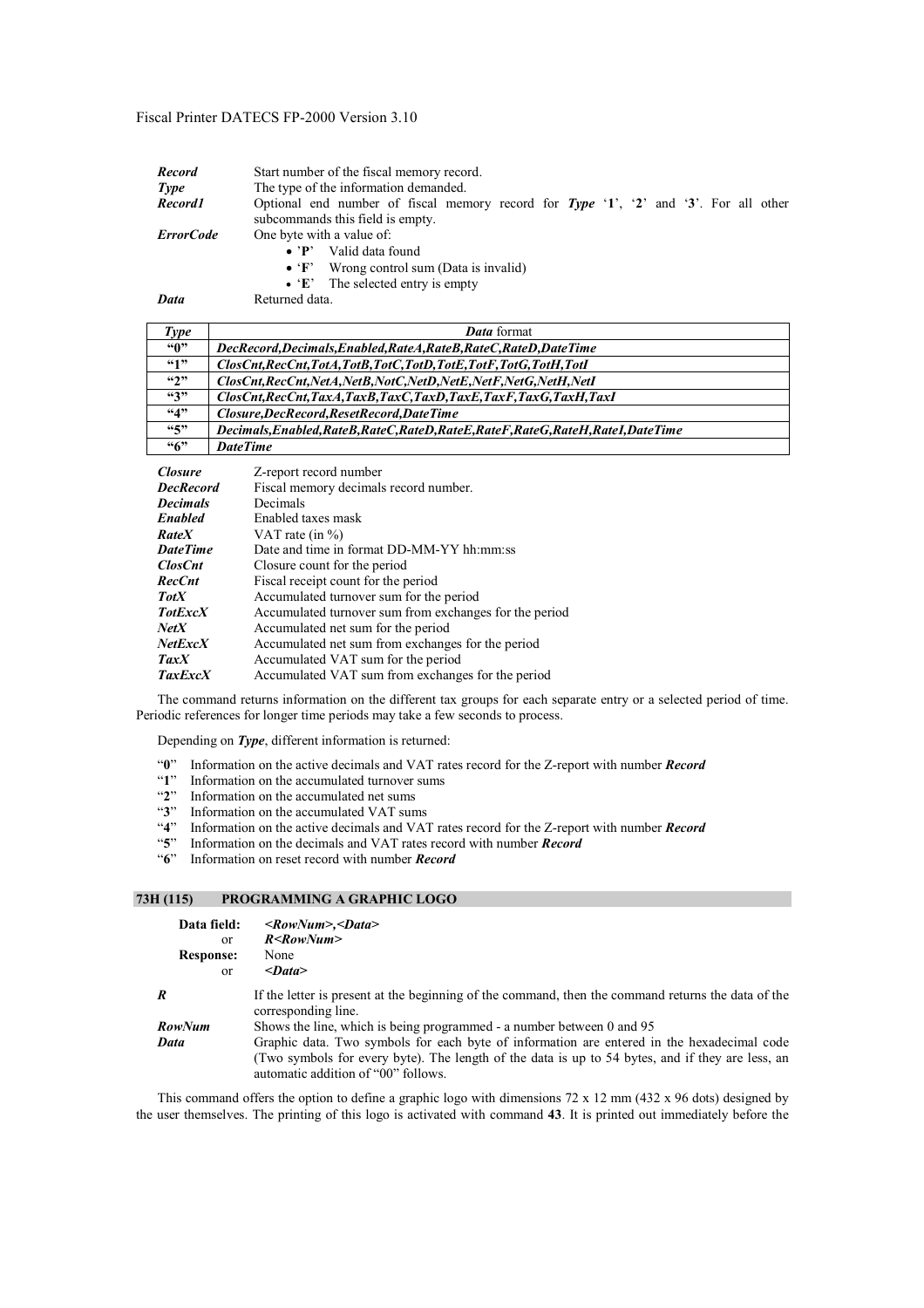| | |
|---|---|
| ***Record*** | Start number of the fiscal memory record. |
| ***Type*** | The type of the information demanded. |
| ***Record1*** | Optional end number of fiscal memory record for ***Type*** '**1**', '**2**' and '**3**'. For all other subcommands this field is empty. |
| ***ErrorCode*** | One byte with a value of:<br>• '**P**' Valid data found<br>• '**F**' Wrong control sum (Data is invalid)<br>• '**E**' The selected entry is empty |
| ***Data*** | Returned data. |

| ***Type*** | ***Data*** format |
|---|---|
| **"0"** | ***DecRecord,Decimals,Enabled,RateA,RateB,RateC,RateD,DateTime*** |
| **"1"** | ***ClosCnt,RecCnt,TotA,TotB,TotC,TotD,TotE,TotF,TotG,TotH,TotI*** |
| **"2"** | ***ClosCnt,RecCnt,NetA,NetB,NotC,NetD,NetE,NetF,NetG,NetH,NetI*** |
| **"3"** | ***ClosCnt,RecCnt,TaxA,TaxB,TaxC,TaxD,TaxE,TaxF,TaxG,TaxH,TaxI*** |
| **"4"** | ***Closure,DecRecord,ResetRecord,DateTime*** |
| **"5"** | ***Decimals,Enabled,RateB,RateC,RateD,RateE,RateF,RateG,RateH,RateI,DateTime*** |
| **"6"** | ***DateTime*** |

| | |
|---|---|
| ***Closure*** | Z-report record number |
| ***DecRecord*** | Fiscal memory decimals record number. |
| ***Decimals*** | Decimals |
| ***Enabled*** | Enabled taxes mask |
| ***RateX*** | VAT rate (in %) |
| ***DateTime*** | Date and time in format DD-MM-YY hh:mm:ss |
| ***ClosCnt*** | Closure count for the period |
| ***RecCnt*** | Fiscal receipt count for the period |
| ***TotX*** | Accumulated turnover sum for the period |
| ***TotExcX*** | Accumulated turnover sum from exchanges for the period |
| ***NetX*** | Accumulated net sum for the period |
| ***NetExcX*** | Accumulated net sum from exchanges for the period |
| ***TaxX*** | Accumulated VAT sum for the period |
| ***TaxExcX*** | Accumulated VAT sum from exchanges for the period |

The command returns information on the different tax groups for each separate entry or a selected period of time. Periodic references for longer time periods may take a few seconds to process.

Depending on ***Type***, different information is returned:

- "**0**" Information on the active decimals and VAT rates record for the Z-report with number ***Record***
- "**1**" Information on the accumulated turnover sums
- "**2**" Information on the accumulated net sums
- "**3**" Information on the accumulated VAT sums
- "**4**" Information on the active decimals and VAT rates record for the Z-report with number ***Record***
- "**5**" Information on the decimals and VAT rates record with number ***Record***
- "**6**" Information on reset record with number ***Record***

## 73H (115) PROGRAMMING A GRAPHIC LOGO

**Data field:** ***<RowNum>,<Data>***
or ***R<RowNum>***
**Response:** None
or ***<Data>***

| | |
|---|---|
| ***R*** | If the letter is present at the beginning of the command, then the command returns the data of the corresponding line. |
| ***RowNum*** | Shows the line, which is being programmed - a number between 0 and 95 |
| ***Data*** | Graphic data. Two symbols for each byte of information are entered in the hexadecimal code (Two symbols for every byte). The length of the data is up to 54 bytes, and if they are less, an automatic addition of "00" follows. |

This command offers the option to define a graphic logo with dimensions 72 x 12 mm (432 x 96 dots) designed by the user themselves. The printing of this logo is activated with command **43**. It is printed out immediately before the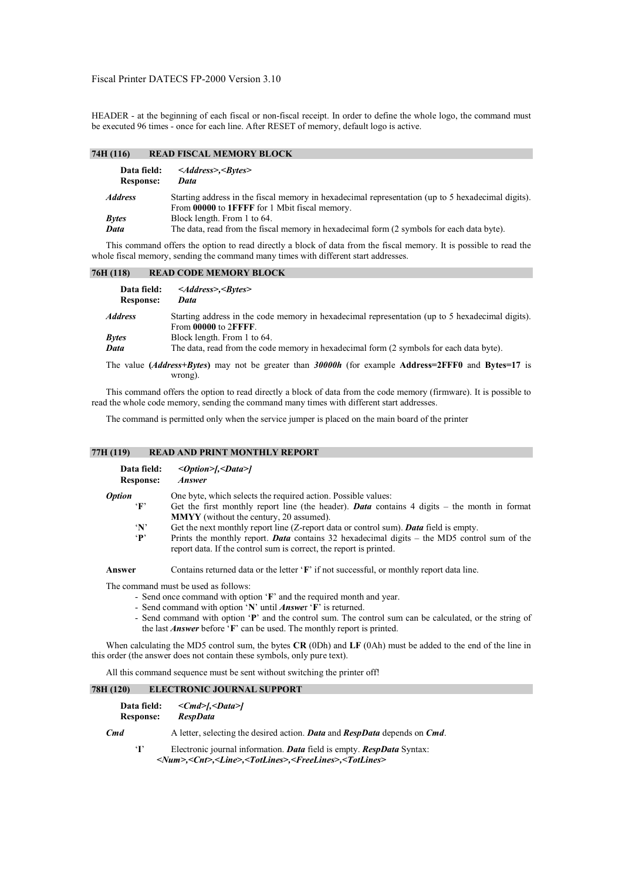HEADER - at the beginning of each fiscal or non-fiscal receipt. In order to define the whole logo, the command must be executed 96 times - once for each line. After RESET of memory, default logo is active.

## 74H (116) READ FISCAL MEMORY BLOCK

**Data field:** *<Address>,<Bytes>*
**Response:** *Data*

***Address*** Starting address in the fiscal memory in hexadecimal representation (up to 5 hexadecimal digits). From **00000** to **1FFFF** for 1 Mbit fiscal memory.

***Bytes*** Block length. From 1 to 64.

***Data*** The data, read from the fiscal memory in hexadecimal form (2 symbols for each data byte).

This command offers the option to read directly a block of data from the fiscal memory. It is possible to read the whole fiscal memory, sending the command many times with different start addresses.

## 76H (118) READ CODE MEMORY BLOCK

**Data field:** *<Address>,<Bytes>*
**Response:** *Data*

***Address*** Starting address in the code memory in hexadecimal representation (up to 5 hexadecimal digits). From **00000** to 2**FFFF**.

***Bytes*** Block length. From 1 to 64.

***Data*** The data, read from the code memory in hexadecimal form (2 symbols for each data byte).

The value **(*Address+Bytes*)** may not be greater than ***30000h*** (for example **Address=2FFF0** and **Bytes=17** is wrong).

This command offers the option to read directly a block of data from the code memory (firmware). It is possible to read the whole code memory, sending the command many times with different start addresses.

The command is permitted only when the service jumper is placed on the main board of the printer

## 77H (119) READ AND PRINT MONTHLY REPORT

**Data field:** *<Option>[,<Data>]*
**Response:** *Answer*

***Option*** One byte, which selects the required action. Possible values:

- '**F**' Get the first monthly report line (the header). ***Data*** contains 4 digits – the month in format **MMYY** (without the century, 20 assumed).
- '**N**' Get the next monthly report line (Z-report data or control sum). ***Data*** field is empty.
- '**P**' Prints the monthly report. ***Data*** contains 32 hexadecimal digits – the MD5 control sum of the report data. If the control sum is correct, the report is printed.

**Answer** Contains returned data or the letter '**F**' if not successful, or monthly report data line.

The command must be used as follows:

- Send once command with option '**F**' and the required month and year.
- Send command with option '**N**' until ***Answer*** '**F**' is returned.
- Send command with option '**P**' and the control sum. The control sum can be calculated, or the string of the last ***Answer*** before '**F**' can be used. The monthly report is printed.

When calculating the MD5 control sum, the bytes **CR** (0Dh) and **LF** (0Ah) must be added to the end of the line in this order (the answer does not contain these symbols, only pure text).

All this command sequence must be sent without switching the printer off!

## 78H (120) ELECTRONIC JOURNAL SUPPORT

**Data field:** *<Cmd>[,<Data>]*
**Response:** *RespData*

***Cmd*** A letter, selecting the desired action. ***Data*** and ***RespData*** depends on ***Cmd***.

'**I**' Electronic journal information. ***Data*** field is empty. ***RespData*** Syntax:
***<Num>,<Cnt>,<Line>,<TotLines>,<FreeLines>,<TotLines>***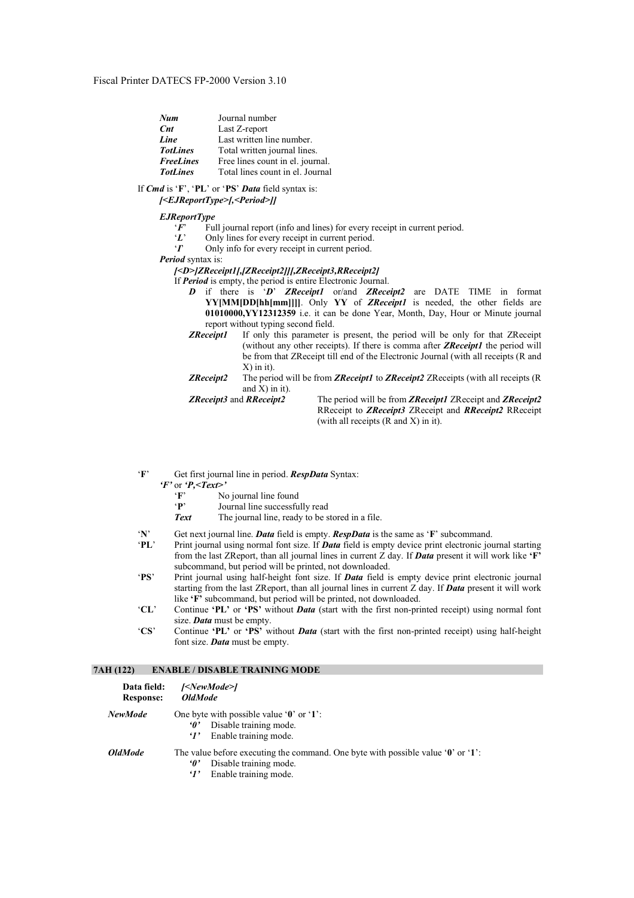| | |
|---|---|
| ***Num*** | Journal number |
| ***Cnt*** | Last Z-report |
| ***Line*** | Last written line number. |
| ***TotLines*** | Total written journal lines. |
| ***FreeLines*** | Free lines count in el. journal. |
| ***TotLines*** | Total lines count in el. Journal |

If ***Cmd*** is '**F**', '**PL**' or '**PS**' ***Data*** field syntax is:
***[<EJReportType>[,<Period>]]***

***EJReportType***

- '***F***' Full journal report (info and lines) for every receipt in current period.
- '***L***' Only lines for every receipt in current period.
- '***I***' Only info for every receipt in current period.

***Period*** syntax is:

***[<D>]ZReceipt1[,[ZReceipt2]][,ZReceipt3,RReceipt2]***

If ***Period*** is empty, the period is entire Electronic Journal.

- ***D*** if there is '***D***' ***ZReceipt1*** or/and ***ZReceipt2*** are DATE TIME in format **YY[MM[DD[hh[mm]]]]**. Only **YY** of ***ZReceipt1*** is needed, the other fields are **01010000,YY12312359** i.e. it can be done Year, Month, Day, Hour or Minute journal report without typing second field.
- ***ZReceipt1*** If only this parameter is present, the period will be only for that ZReceipt (without any other receipts). If there is comma after ***ZReceipt1*** the period will be from that ZReceipt till end of the Electronic Journal (with all receipts (R and X) in it).
- ***ZReceipt2*** The period will be from ***ZReceipt1*** to ***ZReceipt2*** ZReceipts (with all receipts (R and X) in it).
- ***ZReceipt3*** and ***RReceipt2*** The period will be from ***ZReceipt1*** ZReceipt and ***ZReceipt2*** RReceipt to ***ZReceipt3*** ZReceipt and ***RReceipt2*** RReceipt (with all receipts (R and X) in it).

'**F**' Get first journal line in period. ***RespData*** Syntax:
***'F'*** or ***'P,<Text>'***

- '**F**' No journal line found
- '**P**' Journal line successfully read
- ***Text*** The journal line, ready to be stored in a file.

'**N**' Get next journal line. ***Data*** field is empty. ***RespData*** is the same as '**F**' subcommand.

'**PL**' Print journal using normal font size. If ***Data*** field is empty device print electronic journal starting from the last ZReport, than all journal lines in current Z day. If ***Data*** present it will work like **'F'** subcommand, but period will be printed, not downloaded.

'**PS**' Print journal using half-height font size. If ***Data*** field is empty device print electronic journal starting from the last ZReport, than all journal lines in current Z day. If ***Data*** present it will work like **'F'** subcommand, but period will be printed, not downloaded.

'**CL**' Continue **'PL'** or **'PS'** without ***Data*** (start with the first non-printed receipt) using normal font size. ***Data*** must be empty.

'**CS**' Continue **'PL'** or **'PS'** without ***Data*** (start with the first non-printed receipt) using half-height font size. ***Data*** must be empty.

### 7AH (122) ENABLE / DISABLE TRAINING MODE

**Data field:** ***[<NewMode>]***
**Response:** ***OldMode***

***NewMode*** One byte with possible value '**0**' or '**1**':

- ***'0'*** Disable training mode.
- ***'1'*** Enable training mode.

***OldMode*** The value before executing the command. One byte with possible value '**0**' or '**1**':

- ***'0'*** Disable training mode.
- ***'1'*** Enable training mode.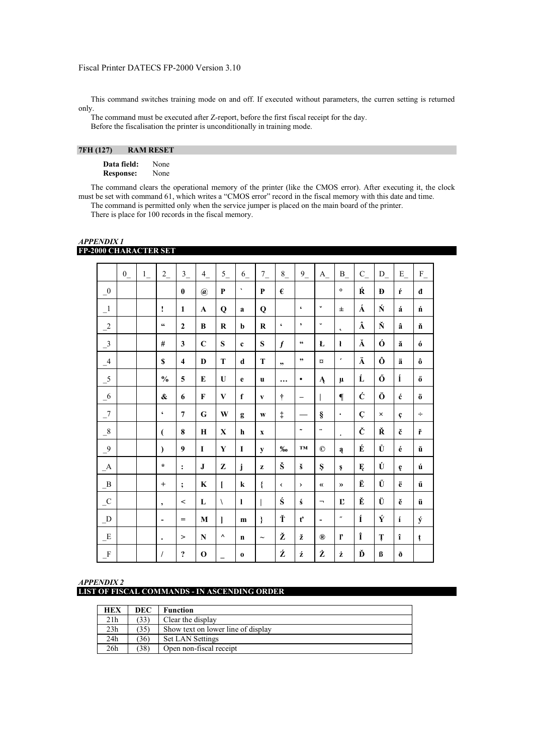This command switches training mode on and off. If executed without parameters, the curren setting is returned only.

The command must be executed after Z-report, before the first fiscal receipt for the day.

Before the fiscalisation the printer is unconditionally in training mode.

## 7FH (127) RAM RESET

**Data field:** None
**Response:** None

The command clears the operational memory of the printer (like the CMOS error). After executing it, the clock must be set with command 61, which writes a "CMOS error" record in the fiscal memory with this date and time.

The command is permitted only when the service jumper is placed on the main board of the printer.

There is place for 100 records in the fiscal memory.

### *APPENDIX 1*
## FP-2000 CHARACTER SET

| | 0_ | 1_ | 2_ | 3_ | 4_ | 5_ | 6_ | 7_ | 8_ | 9_ | A_ | B_ | C_ | D_ | E_ | F_ |
|---|---|---|---|---|---|---|---|---|---|---|---|---|---|---|---|---|
| _0 | | | | 0 | @ | P | ` | P | € | | | ° | Ŕ | Đ | ŕ | đ |
| _1 | | | ! | 1 | A | Q | a | Q | | ‘ | ˇ | ± | Á | Ń | á | ń |
| _2 | | | “ | 2 | B | R | b | R | ‘ | ’ | ˘ | ˛ | Â | Ň | â | ň |
| _3 | | | # | 3 | C | S | c | S | ƒ | “ | Ł | ł | Ă | Ó | ă | ó |
| _4 | | | $ | 4 | D | T | d | T | „ | ” | ¤ | ´ | Ä | Ô | ä | ô |
| _5 | | | % | 5 | E | U | e | u | … | • | Ą | µ | Ĺ | Ő | Í | ő |
| _6 | | | & | 6 | F | V | f | v | † | – | \| | ¶ | Ć | Ö | ć | ö |
| _7 | | | ‘ | 7 | G | W | g | w | ‡ | — | § | · | Ç | × | ç | ÷ |
| _8 | | | ( | 8 | H | X | h | x | | ˜ | ¨ | ¸ | Č | Ř | č | ř |
| _9 | | | ) | 9 | I | Y | I | y | ‰ | ™ | © | ą | É | Ů | é | ů |
| _A | | | * | : | J | Z | j | z | Š | š | Ş | ş | Ę | Ú | ę | ú |
| _B | | | + | ; | K | [ | k | { | ‹ | › | « | » | Ë | Ű | ë | ű |
| _C | | | , | < | L | \ | l | \| | Ś | ś | ¬ | Ľ | Ě | Ü | ě | ü |
| _D | | | - | = | M | ] | m | } | Ť | ť | - | ˝ | Í | Ý | í | ý |
| _E | | | . | > | N | ^ | n | ~ | Ž | ž | ® | ľ | Î | Ţ | î | ţ |
| _F | | | / | ? | O | _ | o | | Ź | ź | Ż | ż | Ď | ß | ð | |

### *APPENDIX 2*
## LIST OF FISCAL COMMANDS - IN ASCENDING ORDER

| HEX | DEC | Function |
|---|---|---|
| 21h | (33) | Clear the display |
| 23h | (35) | Show text on lower line of display |
| 24h | (36) | Set LAN Settings |
| 26h | (38) | Open non-fiscal receipt |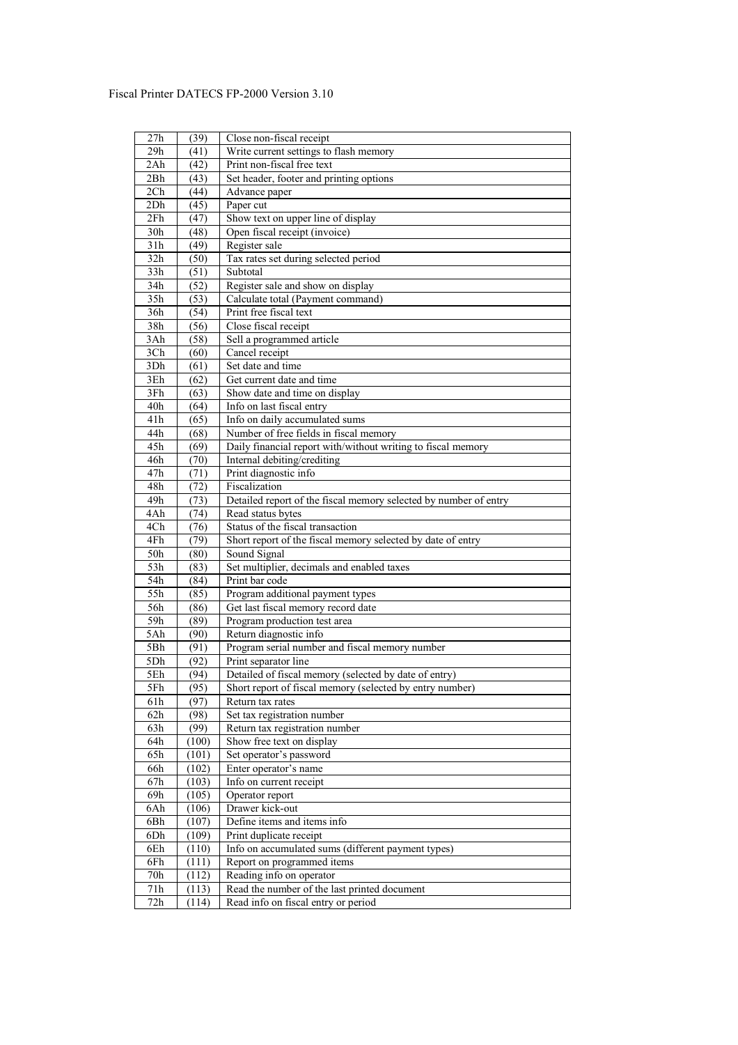| 27h | (39) | Close non-fiscal receipt |
|---|---|---|
| 29h | (41) | Write current settings to flash memory |
| 2Ah | (42) | Print non-fiscal free text |
| 2Bh | (43) | Set header, footer and printing options |
| 2Ch | (44) | Advance paper |
| 2Dh | (45) | Paper cut |
| 2Fh | (47) | Show text on upper line of display |
| 30h | (48) | Open fiscal receipt (invoice) |
| 31h | (49) | Register sale |
| 32h | (50) | Tax rates set during selected period |
| 33h | (51) | Subtotal |
| 34h | (52) | Register sale and show on display |
| 35h | (53) | Calculate total (Payment command) |
| 36h | (54) | Print free fiscal text |
| 38h | (56) | Close fiscal receipt |
| 3Ah | (58) | Sell a programmed article |
| 3Ch | (60) | Cancel receipt |
| 3Dh | (61) | Set date and time |
| 3Eh | (62) | Get current date and time |
| 3Fh | (63) | Show date and time on display |
| 40h | (64) | Info on last fiscal entry |
| 41h | (65) | Info on daily accumulated sums |
| 44h | (68) | Number of free fields in fiscal memory |
| 45h | (69) | Daily financial report with/without writing to fiscal memory |
| 46h | (70) | Internal debiting/crediting |
| 47h | (71) | Print diagnostic info |
| 48h | (72) | Fiscalization |
| 49h | (73) | Detailed report of the fiscal memory selected by number of entry |
| 4Ah | (74) | Read status bytes |
| 4Ch | (76) | Status of the fiscal transaction |
| 4Fh | (79) | Short report of the fiscal memory selected by date of entry |
| 50h | (80) | Sound Signal |
| 53h | (83) | Set multiplier, decimals and enabled taxes |
| 54h | (84) | Print bar code |
| 55h | (85) | Program additional payment types |
| 56h | (86) | Get last fiscal memory record date |
| 59h | (89) | Program production test area |
| 5Ah | (90) | Return diagnostic info |
| 5Bh | (91) | Program serial number and fiscal memory number |
| 5Dh | (92) | Print separator line |
| 5Eh | (94) | Detailed of fiscal memory (selected by date of entry) |
| 5Fh | (95) | Short report of fiscal memory (selected by entry number) |
| 61h | (97) | Return tax rates |
| 62h | (98) | Set tax registration number |
| 63h | (99) | Return tax registration number |
| 64h | (100) | Show free text on display |
| 65h | (101) | Set operator's password |
| 66h | (102) | Enter operator's name |
| 67h | (103) | Info on current receipt |
| 69h | (105) | Operator report |
| 6Ah | (106) | Drawer kick-out |
| 6Bh | (107) | Define items and items info |
| 6Dh | (109) | Print duplicate receipt |
| 6Eh | (110) | Info on accumulated sums (different payment types) |
| 6Fh | (111) | Report on programmed items |
| 70h | (112) | Reading info on operator |
| 71h | (113) | Read the number of the last printed document |
| 72h | (114) | Read info on fiscal entry or period |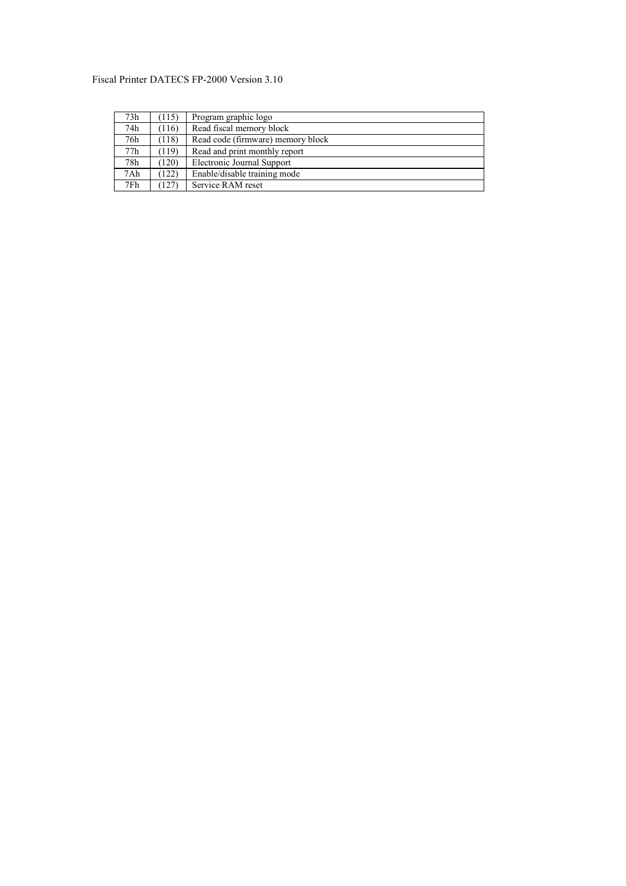| | | |
|---|---|---|
| 73h | (115) | Program graphic logo |
| 74h | (116) | Read fiscal memory block |
| 76h | (118) | Read code (firmware) memory block |
| 77h | (119) | Read and print monthly report |
| 78h | (120) | Electronic Journal Support |
| 7Ah | (122) | Enable/disable training mode |
| 7Fh | (127) | Service RAM reset |